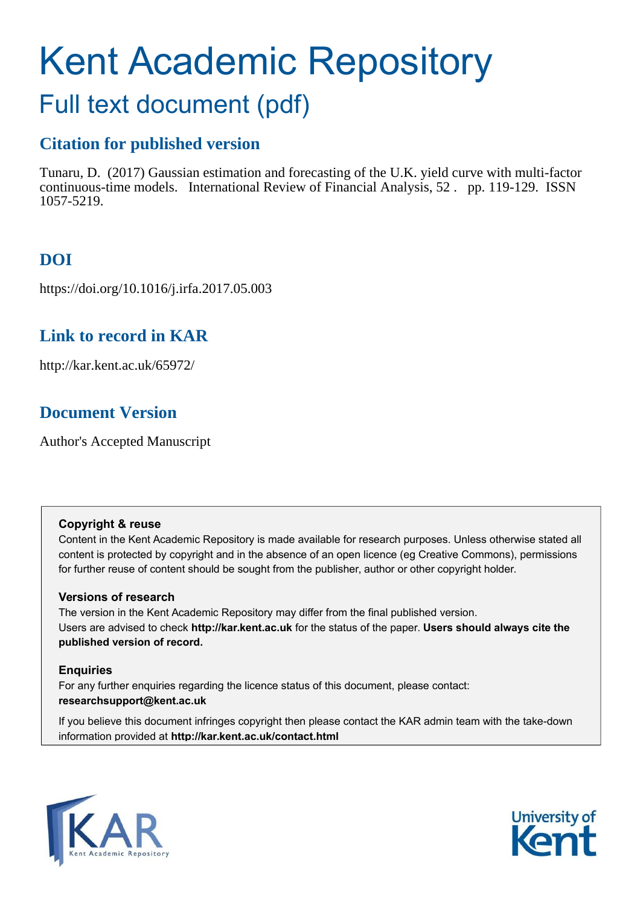# Kent Academic Repository

## Full text document (pdf)

### Citation for published version

Tunaru, D. (2017) Gaussian estimation and forecasting of the U.K. yield curve with multi-factor continuous-time models. International Review of Financial Analysis, 52 . pp. 119-129. ISSN 1057-5219.

### DOI

https://doi.org/10.1016/j.irfa.2017.05.003

### Link to record in KAR

http://kar.kent.ac.uk/65972/

### Document Version

Author's Accepted Manuscript

**Copyright & reuse**

Content in the Kent Academic Repository is made available for research purposes. Unless otherwise stated all content is protected by copyright and in the absence of an open licence (eg Creative Commons), permissions for further reuse of content should be sought from the publisher, author or other copyright holder.

**Versions of research**

The version in the Kent Academic Repository may differ from the final published version. Users are advised to check **http://kar.kent.ac.uk** for the status of the paper. **Users should always cite the published version of record.**

**Enquiries**

For any further enquiries regarding the licence status of this document, please contact: **researchsupport@kent.ac.uk**

If you believe this document infringes copyright then please contact the KAR admin team with the take-down information provided at **http://kar.kent.ac.uk/contact.html**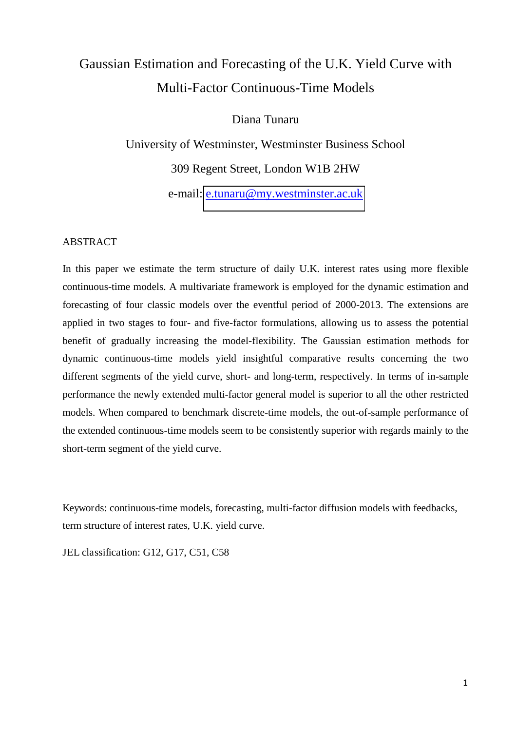# Gaussian Estimation and Forecasting of the U.K. Yield Curve with Multi-Factor Continuous-Time Models

Diana Tunaru

University of Westminster, Westminster Business School

309 Regent Street, London W1B 2HW

e-mail: e.tunaru@my.westminster.ac.uk

## ABSTRACT

In this paper we estimate the term structure of daily U.K. interest rates using more flexible continuous-time models. A multivariate framework is employed for the dynamic estimation and forecasting of four classic models over the eventful period of 2000-2013. The extensions are applied in two stages to four- and five-factor formulations, allowing us to assess the potential benefit of gradually increasing the model-flexibility. The Gaussian estimation methods for dynamic continuous-time models yield insightful comparative results concerning the two different segments of the yield curve, short- and long-term, respectively. In terms of in-sample performance the newly extended multi-factor general model is superior to all the other restricted models. When compared to benchmark discrete-time models, the out-of-sample performance of the extended continuous-time models seem to be consistently superior with regards mainly to the short-term segment of the yield curve.

Keywords: continuous-time models, forecasting, multi-factor diffusion models with feedbacks, term structure of interest rates, U.K. yield curve.

JEL classification: G12, G17, C51, C58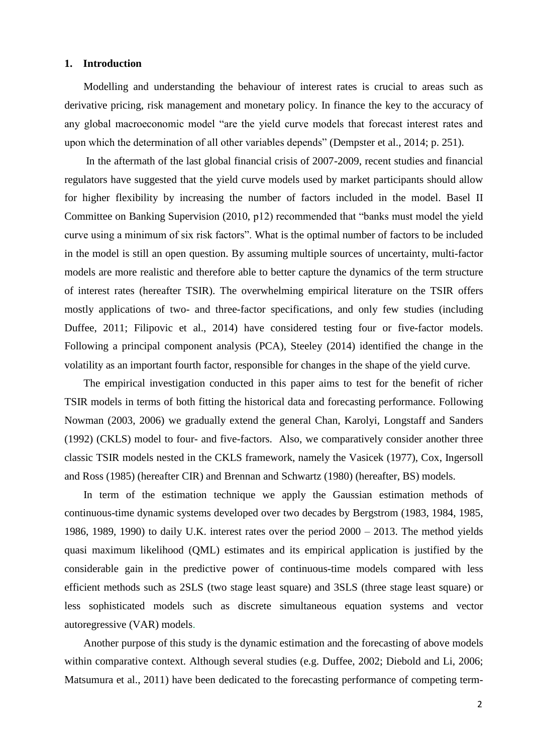## 1. Introduction

Modelling and understanding the behaviour of interest rates is crucial to areas such as derivative pricing, risk management and monetary policy. In finance the key to the accuracy of any global macroeconomic model "are the yield curve models that forecast interest rates and upon which the determination of all other variables depends" (Dempster et al., 2014; p. 251).

In the aftermath of the last global financial crisis of 2007-2009, recent studies and financial regulators have suggested that the yield curve models used by market participants should allow for higher flexibility by increasing the number of factors included in the model. Basel II Committee on Banking Supervision (2010, p12) recommended that "banks must model the yield curve using a minimum of six risk factors". What is the optimal number of factors to be included in the model is still an open question. By assuming multiple sources of uncertainty, multi-factor models are more realistic and therefore able to better capture the dynamics of the term structure of interest rates (hereafter TSIR). The overwhelming empirical literature on the TSIR offers mostly applications of two- and three-factor specifications, and only few studies (including Duffee, 2011; Filipovic et al., 2014) have considered testing four or five-factor models. Following a principal component analysis (PCA), Steeley (2014) identified the change in the volatility as an important fourth factor, responsible for changes in the shape of the yield curve.

The empirical investigation conducted in this paper aims to test for the benefit of richer TSIR models in terms of both fitting the historical data and forecasting performance. Following Nowman (2003, 2006) we gradually extend the general Chan, Karolyi, Longstaff and Sanders (1992) (CKLS) model to four- and five-factors. Also, we comparatively consider another three classic TSIR models nested in the CKLS framework, namely the Vasicek (1977), Cox, Ingersoll and Ross (1985) (hereafter CIR) and Brennan and Schwartz (1980) (hereafter, BS) models.

In term of the estimation technique we apply the Gaussian estimation methods of continuous-time dynamic systems developed over two decades by Bergstrom (1983, 1984, 1985, 1986, 1989, 1990) to daily U.K. interest rates over the period 2000 – 2013. The method yields quasi maximum likelihood (QML) estimates and its empirical application is justified by the considerable gain in the predictive power of continuous-time models compared with less efficient methods such as 2SLS (two stage least square) and 3SLS (three stage least square) or less sophisticated models such as discrete simultaneous equation systems and vector autoregressive (VAR) models.

Another purpose of this study is the dynamic estimation and the forecasting of above models within comparative context. Although several studies (e.g. Duffee, 2002; Diebold and Li, 2006; Matsumura et al., 2011) have been dedicated to the forecasting performance of competing term-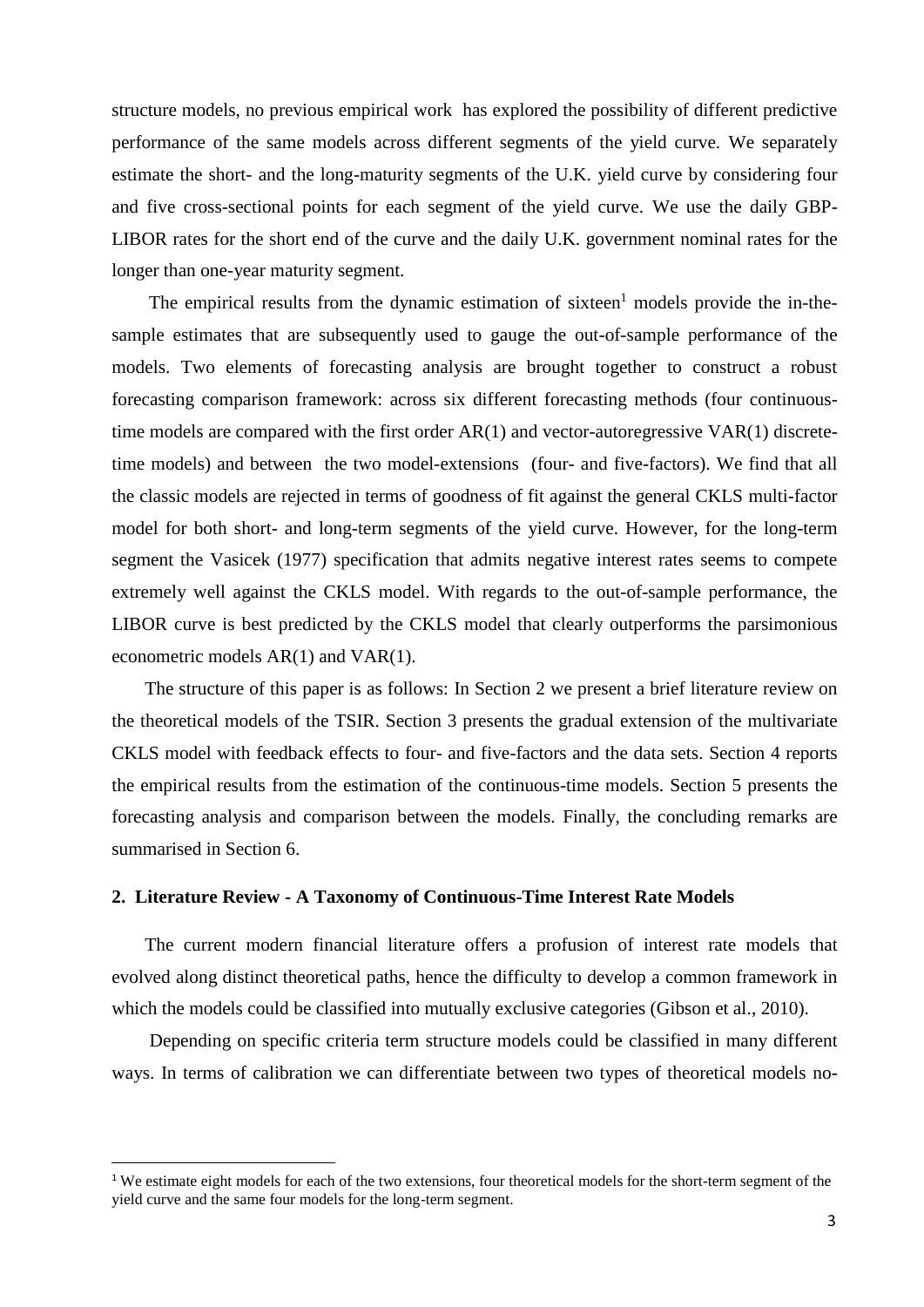structure models, no previous empirical work has explored the possibility of different predictive performance of the same models across different segments of the yield curve. We separately estimate the short- and the long-maturity segments of the U.K. yield curve by considering four and five cross-sectional points for each segment of the yield curve. We use the daily GBP-LIBOR rates for the short end of the curve and the daily U.K. government nominal rates for the longer than one-year maturity segment.

The empirical results from the dynamic estimation of sixteen[1] models provide the in-the-sample estimates that are subsequently used to gauge the out-of-sample performance of the models. Two elements of forecasting analysis are brought together to construct a robust forecasting comparison framework: across six different forecasting methods (four continuous-time models are compared with the first order AR(1) and vector-autoregressive VAR(1) discrete-time models) and between the two model-extensions (four- and five-factors). We find that all the classic models are rejected in terms of goodness of fit against the general CKLS multi-factor model for both short- and long-term segments of the yield curve. However, for the long-term segment the Vasicek (1977) specification that admits negative interest rates seems to compete extremely well against the CKLS model. With regards to the out-of-sample performance, the LIBOR curve is best predicted by the CKLS model that clearly outperforms the parsimonious econometric models AR(1) and VAR(1).

The structure of this paper is as follows: In Section 2 we present a brief literature review on the theoretical models of the TSIR. Section 3 presents the gradual extension of the multivariate CKLS model with feedback effects to four- and five-factors and the data sets. Section 4 reports the empirical results from the estimation of the continuous-time models. Section 5 presents the forecasting analysis and comparison between the models. Finally, the concluding remarks are summarised in Section 6.

## 2. Literature Review - A Taxonomy of Continuous-Time Interest Rate Models

The current modern financial literature offers a profusion of interest rate models that evolved along distinct theoretical paths, hence the difficulty to develop a common framework in which the models could be classified into mutually exclusive categories (Gibson et al., 2010).

Depending on specific criteria term structure models could be classified in many different ways. In terms of calibration we can differentiate between two types of theoretical models no-

[1] We estimate eight models for each of the two extensions, four theoretical models for the short-term segment of the yield curve and the same four models for the long-term segment.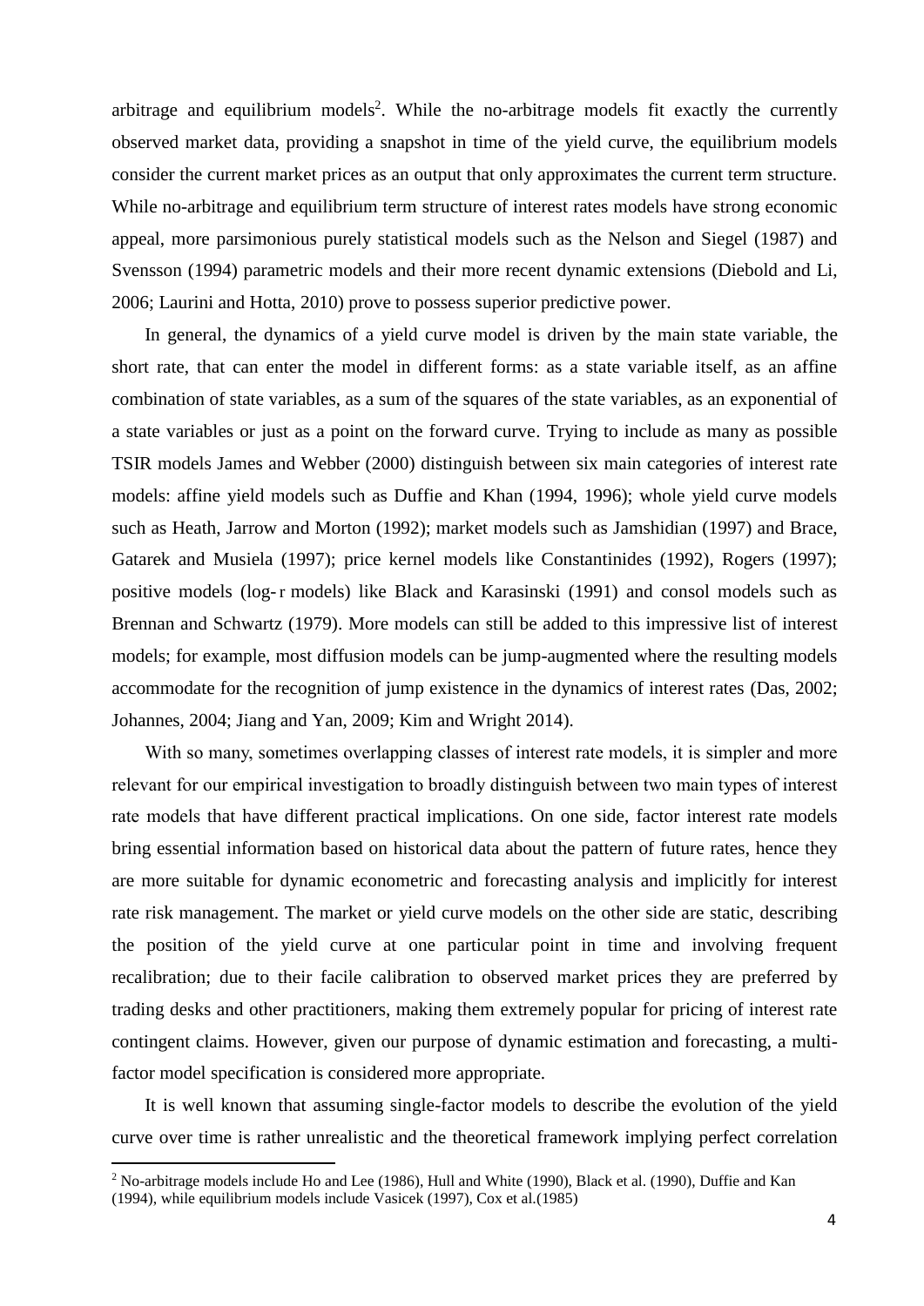arbitrage and equilibrium models[2]. While the no-arbitrage models fit exactly the currently observed market data, providing a snapshot in time of the yield curve, the equilibrium models consider the current market prices as an output that only approximates the current term structure. While no-arbitrage and equilibrium term structure of interest rates models have strong economic appeal, more parsimonious purely statistical models such as the Nelson and Siegel (1987) and Svensson (1994) parametric models and their more recent dynamic extensions (Diebold and Li, 2006; Laurini and Hotta, 2010) prove to possess superior predictive power.

In general, the dynamics of a yield curve model is driven by the main state variable, the short rate, that can enter the model in different forms: as a state variable itself, as an affine combination of state variables, as a sum of the squares of the state variables, as an exponential of a state variables or just as a point on the forward curve. Trying to include as many as possible TSIR models James and Webber (2000) distinguish between six main categories of interest rate models: affine yield models such as Duffie and Khan (1994, 1996); whole yield curve models such as Heath, Jarrow and Morton (1992); market models such as Jamshidian (1997) and Brace, Gatarek and Musiela (1997); price kernel models like Constantinides (1992), Rogers (1997); positive models (log- r models) like Black and Karasinski (1991) and consol models such as Brennan and Schwartz (1979). More models can still be added to this impressive list of interest models; for example, most diffusion models can be jump-augmented where the resulting models accommodate for the recognition of jump existence in the dynamics of interest rates (Das, 2002; Johannes, 2004; Jiang and Yan, 2009; Kim and Wright 2014).

With so many, sometimes overlapping classes of interest rate models, it is simpler and more relevant for our empirical investigation to broadly distinguish between two main types of interest rate models that have different practical implications. On one side, factor interest rate models bring essential information based on historical data about the pattern of future rates, hence they are more suitable for dynamic econometric and forecasting analysis and implicitly for interest rate risk management. The market or yield curve models on the other side are static, describing the position of the yield curve at one particular point in time and involving frequent recalibration; due to their facile calibration to observed market prices they are preferred by trading desks and other practitioners, making them extremely popular for pricing of interest rate contingent claims. However, given our purpose of dynamic estimation and forecasting, a multi-factor model specification is considered more appropriate.

It is well known that assuming single-factor models to describe the evolution of the yield curve over time is rather unrealistic and the theoretical framework implying perfect correlation

[2] No-arbitrage models include Ho and Lee (1986), Hull and White (1990), Black et al. (1990), Duffie and Kan (1994), while equilibrium models include Vasicek (1997), Cox et al.(1985)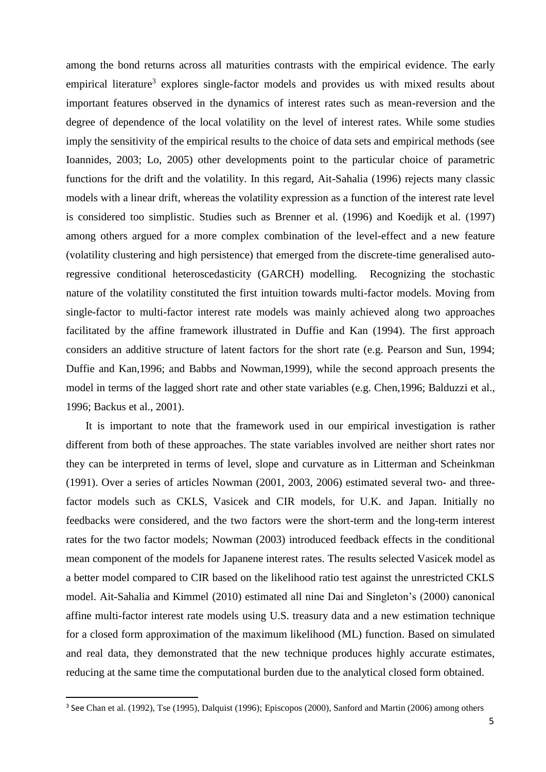among the bond returns across all maturities contrasts with the empirical evidence. The early empirical literature[3] explores single-factor models and provides us with mixed results about important features observed in the dynamics of interest rates such as mean-reversion and the degree of dependence of the local volatility on the level of interest rates. While some studies imply the sensitivity of the empirical results to the choice of data sets and empirical methods (see Ioannides, 2003; Lo, 2005) other developments point to the particular choice of parametric functions for the drift and the volatility. In this regard, Ait-Sahalia (1996) rejects many classic models with a linear drift, whereas the volatility expression as a function of the interest rate level is considered too simplistic. Studies such as Brenner et al. (1996) and Koedijk et al. (1997) among others argued for a more complex combination of the level-effect and a new feature (volatility clustering and high persistence) that emerged from the discrete-time generalised auto-regressive conditional heteroscedasticity (GARCH) modelling. Recognizing the stochastic nature of the volatility constituted the first intuition towards multi-factor models. Moving from single-factor to multi-factor interest rate models was mainly achieved along two approaches facilitated by the affine framework illustrated in Duffie and Kan (1994). The first approach considers an additive structure of latent factors for the short rate (e.g. Pearson and Sun, 1994; Duffie and Kan,1996; and Babbs and Nowman,1999), while the second approach presents the model in terms of the lagged short rate and other state variables (e.g. Chen,1996; Balduzzi et al., 1996; Backus et al., 2001).

It is important to note that the framework used in our empirical investigation is rather different from both of these approaches. The state variables involved are neither short rates nor they can be interpreted in terms of level, slope and curvature as in Litterman and Scheinkman (1991). Over a series of articles Nowman (2001, 2003, 2006) estimated several two- and three-factor models such as CKLS, Vasicek and CIR models, for U.K. and Japan. Initially no feedbacks were considered, and the two factors were the short-term and the long-term interest rates for the two factor models; Nowman (2003) introduced feedback effects in the conditional mean component of the models for Japanene interest rates. The results selected Vasicek model as a better model compared to CIR based on the likelihood ratio test against the unrestricted CKLS model. Ait-Sahalia and Kimmel (2010) estimated all nine Dai and Singleton's (2000) canonical affine multi-factor interest rate models using U.S. treasury data and a new estimation technique for a closed form approximation of the maximum likelihood (ML) function. Based on simulated and real data, they demonstrated that the new technique produces highly accurate estimates, reducing at the same time the computational burden due to the analytical closed form obtained.

[3] See Chan et al. (1992), Tse (1995), Dalquist (1996); Episcopos (2000), Sanford and Martin (2006) among others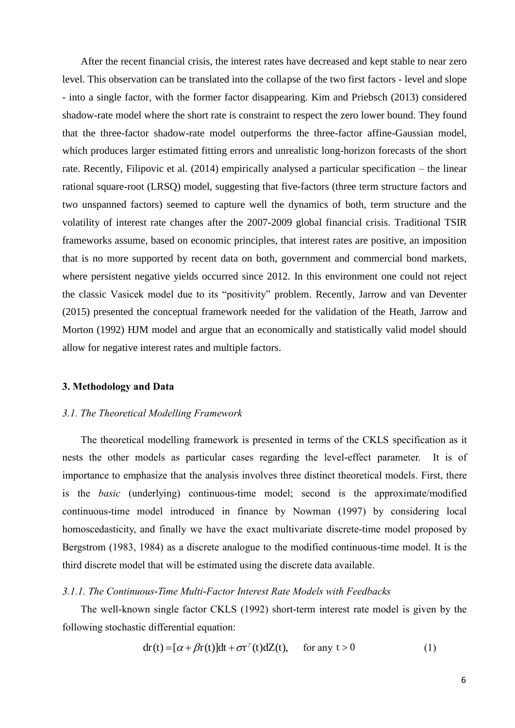After the recent financial crisis, the interest rates have decreased and kept stable to near zero level. This observation can be translated into the collapse of the two first factors - level and slope - into a single factor, with the former factor disappearing. Kim and Priebsch (2013) considered shadow-rate model where the short rate is constraint to respect the zero lower bound. They found that the three-factor shadow-rate model outperforms the three-factor affine-Gaussian model, which produces larger estimated fitting errors and unrealistic long-horizon forecasts of the short rate. Recently, Filipovic et al. (2014) empirically analysed a particular specification – the linear rational square-root (LRSQ) model, suggesting that five-factors (three term structure factors and two unspanned factors) seemed to capture well the dynamics of both, term structure and the volatility of interest rate changes after the 2007-2009 global financial crisis. Traditional TSIR frameworks assume, based on economic principles, that interest rates are positive, an imposition that is no more supported by recent data on both, government and commercial bond markets, where persistent negative yields occurred since 2012. In this environment one could not reject the classic Vasicek model due to its "positivity" problem. Recently, Jarrow and van Deventer (2015) presented the conceptual framework needed for the validation of the Heath, Jarrow and Morton (1992) HJM model and argue that an economically and statistically valid model should allow for negative interest rates and multiple factors.

## 3. Methodology and Data

### *3.1. The Theoretical Modelling Framework*

The theoretical modelling framework is presented in terms of the CKLS specification as it nests the other models as particular cases regarding the level-effect parameter. It is of importance to emphasize that the analysis involves three distinct theoretical models. First, there is the *basic* (underlying) continuous-time model; second is the approximate/modified continuous-time model introduced in finance by Nowman (1997) by considering local homoscedasticity, and finally we have the exact multivariate discrete-time model proposed by Bergstrom (1983, 1984) as a discrete analogue to the modified continuous-time model. It is the third discrete model that will be estimated using the discrete data available.

#### *3.1.1. The Continuous-Time Multi-Factor Interest Rate Models with Feedbacks*

The well-known single factor CKLS (1992) short-term interest rate model is given by the following stochastic differential equation:

$$dr(t) = [\alpha + \beta r(t)]dt + \sigma r^{\gamma}(t)dZ(t), \qquad \text{for any } t > 0 \tag{1}$$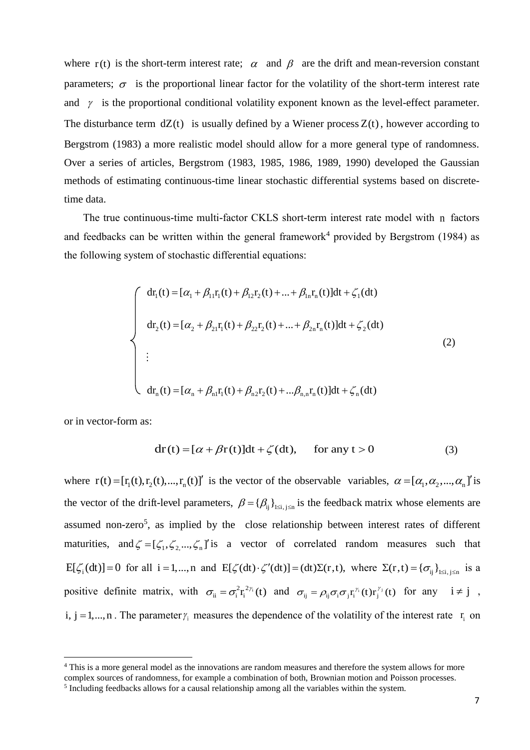where $r(t)$ is the short-term interest rate; $\alpha$ and $\beta$ are the drift and mean-reversion constant parameters; $\sigma$ is the proportional linear factor for the volatility of the short-term interest rate and $\gamma$ is the proportional conditional volatility exponent known as the level-effect parameter. The disturbance term $dZ(t)$ is usually defined by a Wiener process $Z(t)$, however according to Bergstrom (1983) a more realistic model should allow for a more general type of randomness. Over a series of articles, Bergstrom (1983, 1985, 1986, 1989, 1990) developed the Gaussian methods of estimating continuous-time linear stochastic differential systems based on discrete-time data.

The true continuous-time multi-factor CKLS short-term interest rate model with $n$ factors and feedbacks can be written within the general framework[4] provided by Bergstrom (1984) as the following system of stochastic differential equations:

$$
\begin{cases}
dr_1(t) = [\alpha_1 + \beta_{11} r_1(t) + \beta_{12} r_2(t) + ... + \beta_{1n} r_n(t)]dt + \zeta_1(dt) \\
dr_2(t) = [\alpha_2 + \beta_{21} r_1(t) + \beta_{22} r_2(t) + ... + \beta_{2n} r_n(t)]dt + \zeta_2(dt) \\
\vdots \\
dr_n(t) = [\alpha_n + \beta_{n1} r_1(t) + \beta_{n2} r_2(t) + ... \beta_{n,n} r_n(t)]dt + \zeta_n(dt)
\end{cases}
\tag{2}
$$

or in vector-form as:

$$
dr(t) = [\alpha + \beta r(t)]dt + \zeta(dt), \qquad \text{for any } t > 0 \tag{3}
$$

where $r(t) = [r_1(t), r_2(t), ..., r_n(t)]'$ is the vector of the observable variables, $\alpha = [\alpha_1, \alpha_2, ..., \alpha_n]'$ is the vector of the drift-level parameters, $\beta = \{\beta_{ij}\}_{1 \le i, j \le n}$ is the feedback matrix whose elements are assumed non-zero[5], as implied by the close relationship between interest rates of different maturities, and $\zeta = [\zeta_1, \zeta_2, ..., \zeta_n]'$ is a vector of correlated random measures such that $E[\zeta_i(dt)] = 0$ for all $i = 1, ..., n$ and $E[\zeta(dt) \cdot \zeta'(dt)] = (dt)\Sigma(r,t)$, where $\Sigma(r,t) = \{\sigma_{ij}\}_{1 \le i, j \le n}$ is a positive definite matrix, with $\sigma_{ii} = \sigma_i^2 r_i^{2\gamma_i}(t)$ and $\sigma_{ij} = \rho_{ij} \sigma_i \sigma_j r_i^{\gamma_i}(t) r_j^{\gamma_j}(t)$ for any $i \ne j$, $i, j = 1, ..., n$. The parameter $\gamma_i$ measures the dependence of the volatility of the interest rate $r_i$ on

[4] This is a more general model as the innovations are random measures and therefore the system allows for more complex sources of randomness, for example a combination of both, Brownian motion and Poisson processes.

[5] Including feedbacks allows for a causal relationship among all the variables within the system.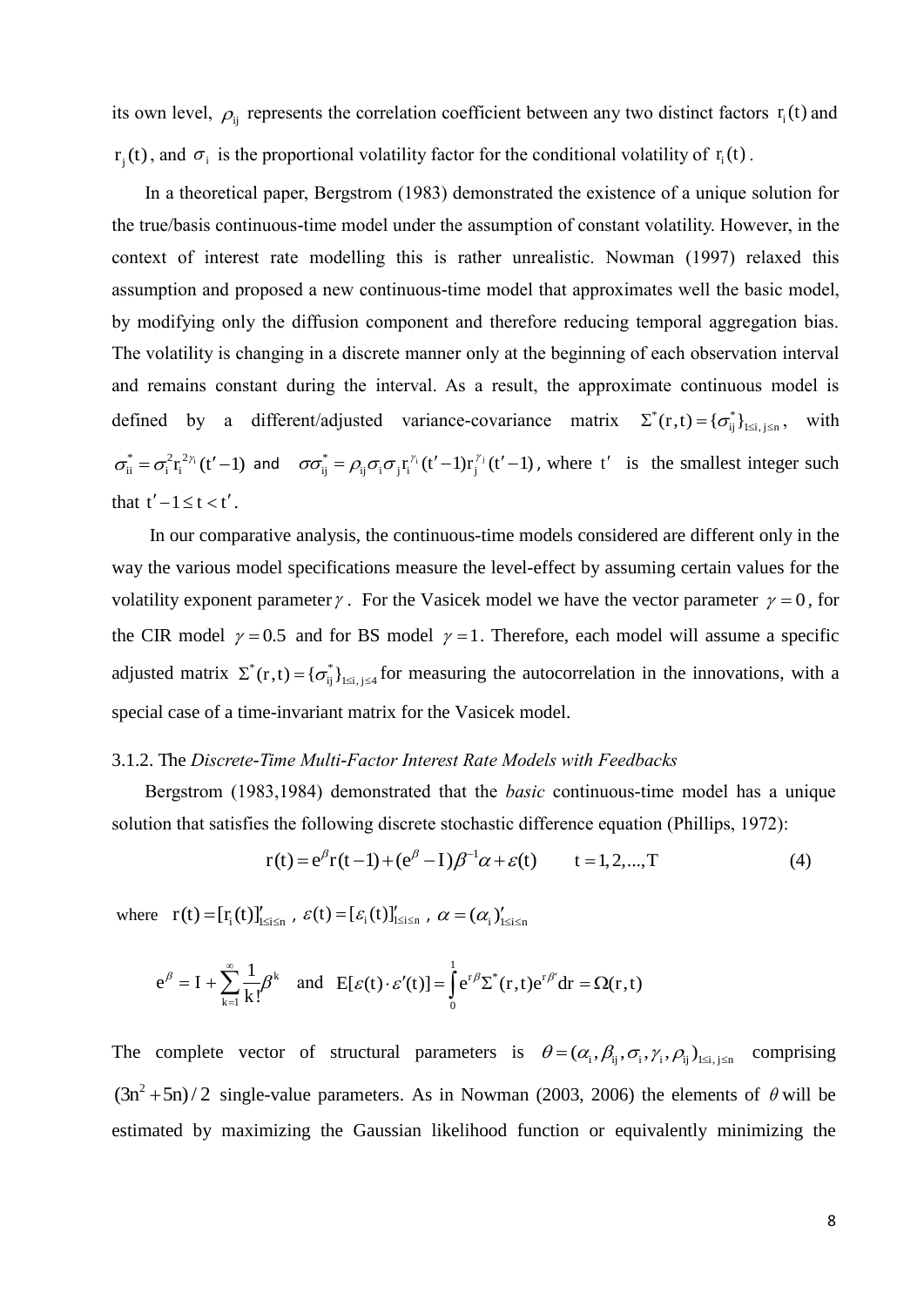its own level, $\rho_{ij}$ represents the correlation coefficient between any two distinct factors $r_i(t)$ and $r_j(t)$, and $\sigma_i$ is the proportional volatility factor for the conditional volatility of $r_i(t)$.

In a theoretical paper, Bergstrom (1983) demonstrated the existence of a unique solution for the true/basis continuous-time model under the assumption of constant volatility. However, in the context of interest rate modelling this is rather unrealistic. Nowman (1997) relaxed this assumption and proposed a new continuous-time model that approximates well the basic model, by modifying only the diffusion component and therefore reducing temporal aggregation bias. The volatility is changing in a discrete manner only at the beginning of each observation interval and remains constant during the interval. As a result, the approximate continuous model is defined by a different/adjusted variance-covariance matrix $\Sigma^*(r,t)=\{\sigma^*_{ij}\}_{1\le i,j\le n}$, with $\sigma^*_{ii}=\sigma_i^2 r_i^{2\gamma_i}(t'-1)$ and $\sigma\sigma^*_{ij}=\rho_{ij}\sigma_i\sigma_j r_i^{\gamma_i}(t'-1)r_j^{\gamma_j}(t'-1)$, where $t'$ is the smallest integer such that $t'-1\le t<t'$.

In our comparative analysis, the continuous-time models considered are different only in the way the various model specifications measure the level-effect by assuming certain values for the volatility exponent parameter $\gamma$. For the Vasicek model we have the vector parameter $\gamma=0$, for the CIR model $\gamma=0.5$ and for BS model $\gamma=1$. Therefore, each model will assume a specific adjusted matrix $\Sigma^*(r,t)=\{\sigma^*_{ij}\}_{1\le i,j\le 4}$ for measuring the autocorrelation in the innovations, with a special case of a time-invariant matrix for the Vasicek model.

### 3.1.2. The *Discrete-Time Multi-Factor Interest Rate Models with Feedbacks*

Bergstrom (1983,1984) demonstrated that the *basic* continuous-time model has a unique solution that satisfies the following discrete stochastic difference equation (Phillips, 1972):

$$r(t)=e^{\beta}r(t-1)+(e^{\beta}-I)\beta^{-1}\alpha+\varepsilon(t)\qquad t=1,2,...,T \tag{4}$$

where $r(t)=[r_i(t)]'_{1\le i\le n}$, $\varepsilon(t)=[\varepsilon_i(t)]'_{1\le i\le n}$, $\alpha=(\alpha_i)'_{1\le i\le n}$

$$e^{\beta}=I+\sum_{k=1}^{\infty}\frac{1}{k!}\beta^k \quad \text{and} \quad E[\varepsilon(t)\cdot\varepsilon'(t)]=\int_0^1 e^{r\beta}\Sigma^*(r,t)e^{r\beta'}dr=\Omega(r,t)$$

The complete vector of structural parameters is $\theta=(\alpha_i,\beta_{ij},\sigma_i,\gamma_i,\rho_{ij})_{1\le i,j\le n}$ comprising $(3n^2+5n)/2$ single-value parameters. As in Nowman (2003, 2006) the elements of $\theta$ will be estimated by maximizing the Gaussian likelihood function or equivalently minimizing the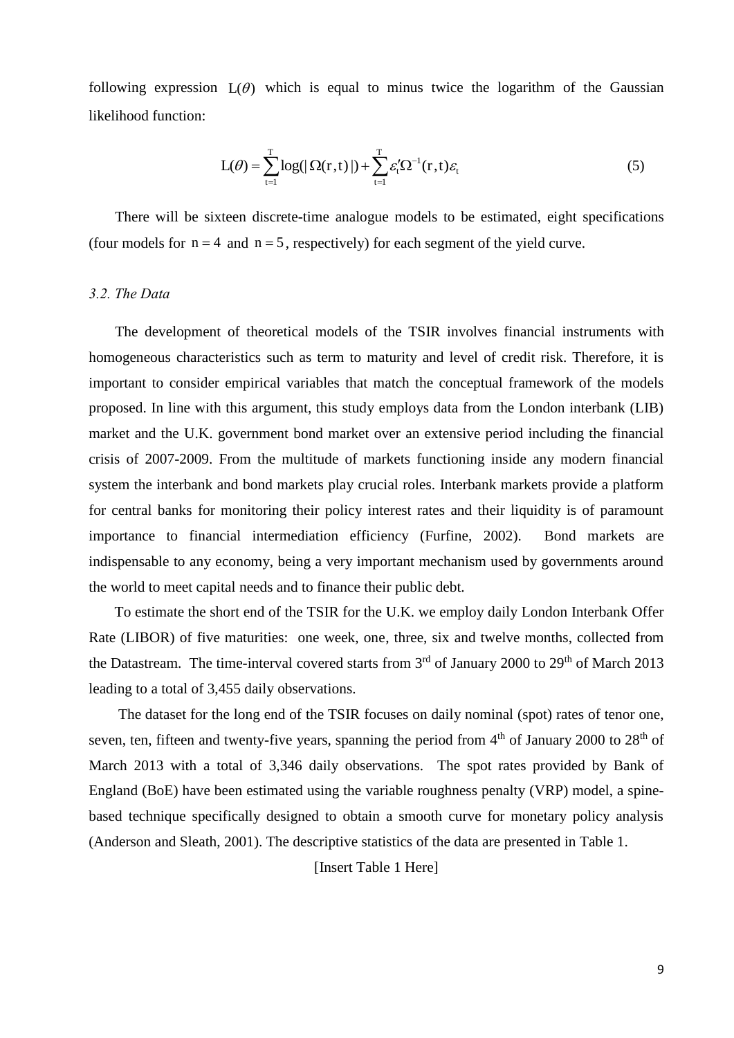following expression $L(\theta)$ which is equal to minus twice the logarithm of the Gaussian likelihood function:

$$L(\theta) = \sum_{t=1}^{T} \log(|\Omega(r,t)|) + \sum_{t=1}^{T} \varepsilon_t' \Omega^{-1}(r,t) \varepsilon_t \tag{5}$$

There will be sixteen discrete-time analogue models to be estimated, eight specifications (four models for $n = 4$ and $n = 5$, respectively) for each segment of the yield curve.

### *3.2. The Data*

The development of theoretical models of the TSIR involves financial instruments with homogeneous characteristics such as term to maturity and level of credit risk. Therefore, it is important to consider empirical variables that match the conceptual framework of the models proposed. In line with this argument, this study employs data from the London interbank (LIB) market and the U.K. government bond market over an extensive period including the financial crisis of 2007-2009. From the multitude of markets functioning inside any modern financial system the interbank and bond markets play crucial roles. Interbank markets provide a platform for central banks for monitoring their policy interest rates and their liquidity is of paramount importance to financial intermediation efficiency (Furfine, 2002). Bond markets are indispensable to any economy, being a very important mechanism used by governments around the world to meet capital needs and to finance their public debt.

To estimate the short end of the TSIR for the U.K. we employ daily London Interbank Offer Rate (LIBOR) of five maturities: one week, one, three, six and twelve months, collected from the Datastream. The time-interval covered starts from 3rd of January 2000 to 29th of March 2013 leading to a total of 3,455 daily observations.

The dataset for the long end of the TSIR focuses on daily nominal (spot) rates of tenor one, seven, ten, fifteen and twenty-five years, spanning the period from 4th of January 2000 to 28th of March 2013 with a total of 3,346 daily observations. The spot rates provided by Bank of England (BoE) have been estimated using the variable roughness penalty (VRP) model, a spine-based technique specifically designed to obtain a smooth curve for monetary policy analysis (Anderson and Sleath, 2001). The descriptive statistics of the data are presented in Table 1.

[Insert Table 1 Here]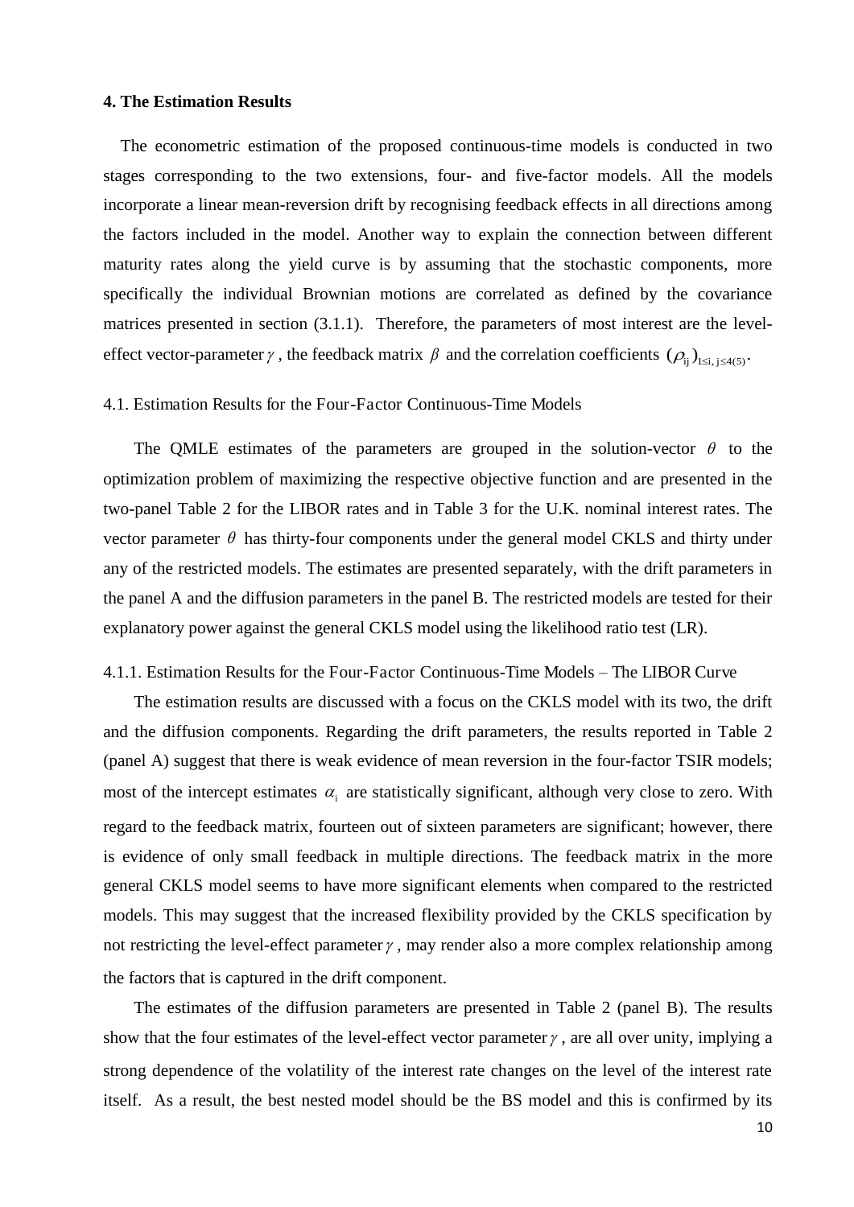### 4. The Estimation Results

The econometric estimation of the proposed continuous-time models is conducted in two stages corresponding to the two extensions, four- and five-factor models. All the models incorporate a linear mean-reversion drift by recognising feedback effects in all directions among the factors included in the model. Another way to explain the connection between different maturity rates along the yield curve is by assuming that the stochastic components, more specifically the individual Brownian motions are correlated as defined by the covariance matrices presented in section (3.1.1). Therefore, the parameters of most interest are the level-effect vector-parameter $\gamma$, the feedback matrix $\beta$ and the correlation coefficients $(\rho_{ij})_{1 \le i,\, j \le 4(5)}$.

#### 4.1. Estimation Results for the Four-Factor Continuous-Time Models

The QMLE estimates of the parameters are grouped in the solution-vector $\theta$ to the optimization problem of maximizing the respective objective function and are presented in the two-panel Table 2 for the LIBOR rates and in Table 3 for the U.K. nominal interest rates. The vector parameter $\theta$ has thirty-four components under the general model CKLS and thirty under any of the restricted models. The estimates are presented separately, with the drift parameters in the panel A and the diffusion parameters in the panel B. The restricted models are tested for their explanatory power against the general CKLS model using the likelihood ratio test (LR).

#### 4.1.1. Estimation Results for the Four-Factor Continuous-Time Models – The LIBOR Curve

The estimation results are discussed with a focus on the CKLS model with its two, the drift and the diffusion components. Regarding the drift parameters, the results reported in Table 2 (panel A) suggest that there is weak evidence of mean reversion in the four-factor TSIR models; most of the intercept estimates $\alpha_i$ are statistically significant, although very close to zero. With regard to the feedback matrix, fourteen out of sixteen parameters are significant; however, there is evidence of only small feedback in multiple directions. The feedback matrix in the more general CKLS model seems to have more significant elements when compared to the restricted models. This may suggest that the increased flexibility provided by the CKLS specification by not restricting the level-effect parameter $\gamma$, may render also a more complex relationship among the factors that is captured in the drift component.

The estimates of the diffusion parameters are presented in Table 2 (panel B). The results show that the four estimates of the level-effect vector parameter $\gamma$, are all over unity, implying a strong dependence of the volatility of the interest rate changes on the level of the interest rate itself. As a result, the best nested model should be the BS model and this is confirmed by its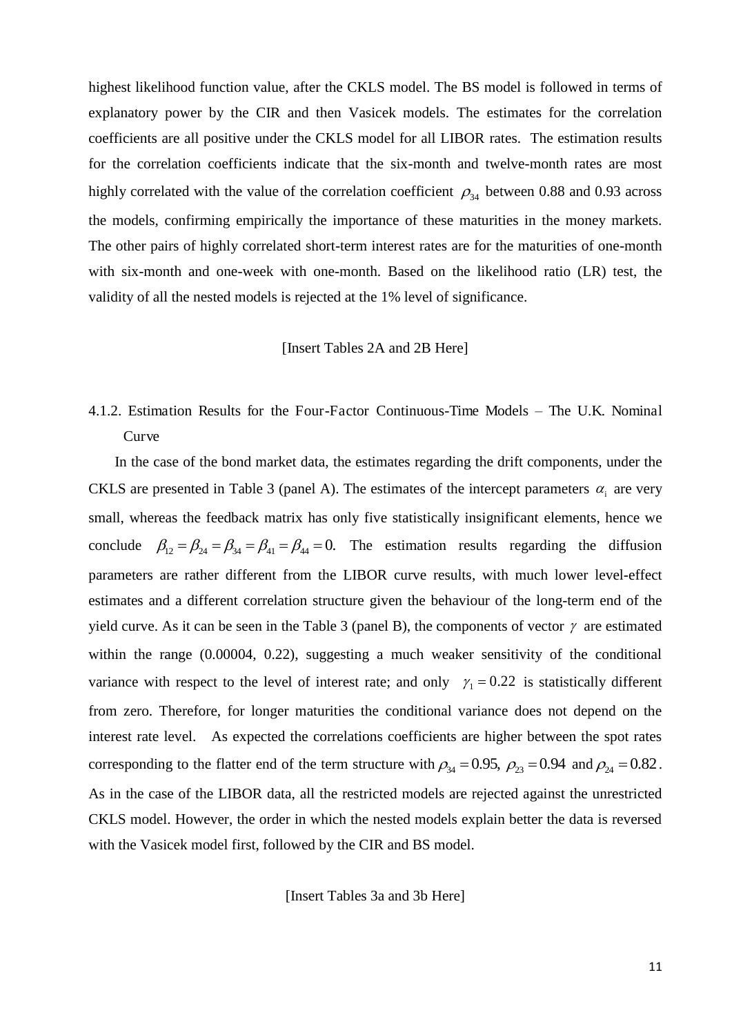highest likelihood function value, after the CKLS model. The BS model is followed in terms of explanatory power by the CIR and then Vasicek models. The estimates for the correlation coefficients are all positive under the CKLS model for all LIBOR rates. The estimation results for the correlation coefficients indicate that the six-month and twelve-month rates are most highly correlated with the value of the correlation coefficient $\rho_{34}$ between 0.88 and 0.93 across the models, confirming empirically the importance of these maturities in the money markets. The other pairs of highly correlated short-term interest rates are for the maturities of one-month with six-month and one-week with one-month. Based on the likelihood ratio (LR) test, the validity of all the nested models is rejected at the 1% level of significance.

[Insert Tables 2A and 2B Here]

#### 4.1.2. Estimation Results for the Four-Factor Continuous-Time Models – The U.K. Nominal Curve

In the case of the bond market data, the estimates regarding the drift components, under the CKLS are presented in Table 3 (panel A). The estimates of the intercept parameters $\alpha_i$ are very small, whereas the feedback matrix has only five statistically insignificant elements, hence we conclude $\beta_{12} = \beta_{24} = \beta_{34} = \beta_{41} = \beta_{44} = 0.$ The estimation results regarding the diffusion parameters are rather different from the LIBOR curve results, with much lower level-effect estimates and a different correlation structure given the behaviour of the long-term end of the yield curve. As it can be seen in the Table 3 (panel B), the components of vector $\gamma$ are estimated within the range (0.00004, 0.22), suggesting a much weaker sensitivity of the conditional variance with respect to the level of interest rate; and only $\gamma_1 = 0.22$ is statistically different from zero. Therefore, for longer maturities the conditional variance does not depend on the interest rate level. As expected the correlations coefficients are higher between the spot rates corresponding to the flatter end of the term structure with $\rho_{34} = 0.95$, $\rho_{23} = 0.94$ and $\rho_{24} = 0.82$. As in the case of the LIBOR data, all the restricted models are rejected against the unrestricted CKLS model. However, the order in which the nested models explain better the data is reversed with the Vasicek model first, followed by the CIR and BS model.

[Insert Tables 3a and 3b Here]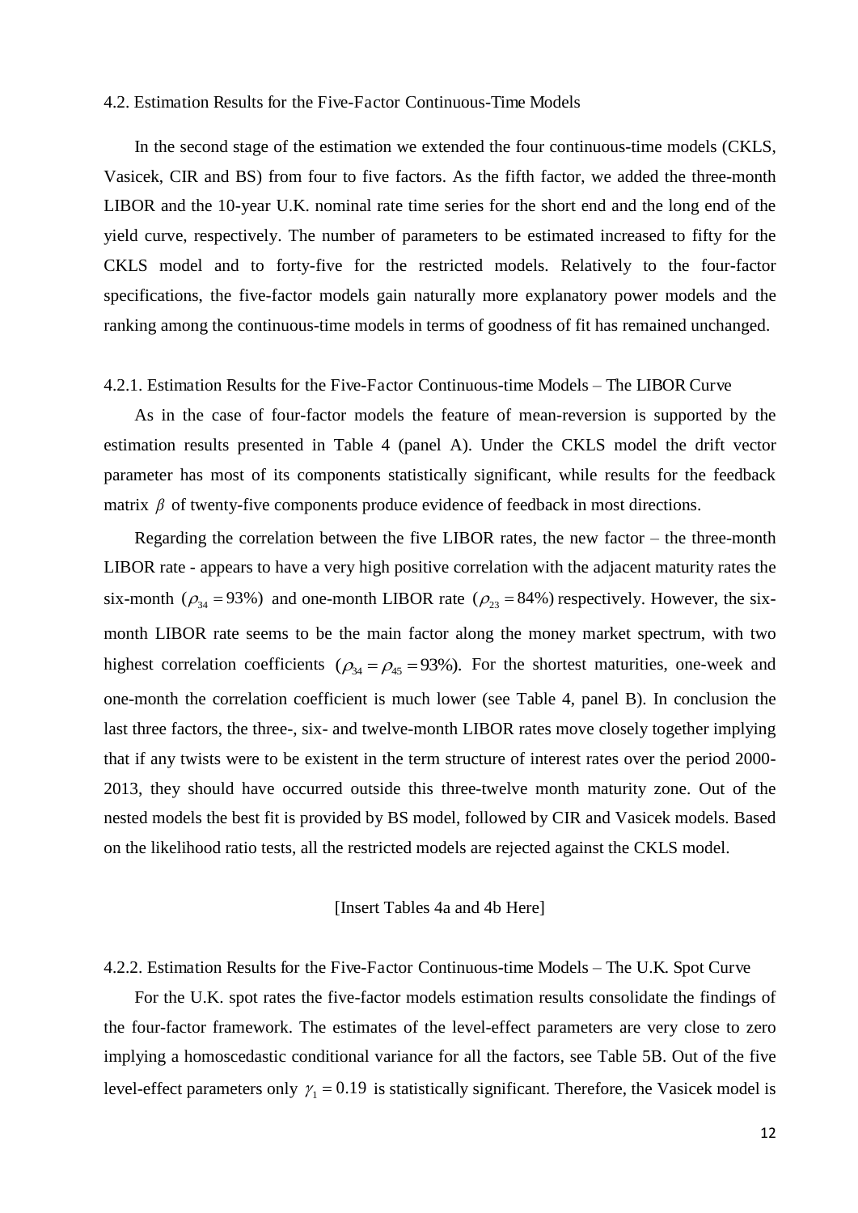### 4.2. Estimation Results for the Five-Factor Continuous-Time Models

In the second stage of the estimation we extended the four continuous-time models (CKLS, Vasicek, CIR and BS) from four to five factors. As the fifth factor, we added the three-month LIBOR and the 10-year U.K. nominal rate time series for the short end and the long end of the yield curve, respectively. The number of parameters to be estimated increased to fifty for the CKLS model and to forty-five for the restricted models. Relatively to the four-factor specifications, the five-factor models gain naturally more explanatory power models and the ranking among the continuous-time models in terms of goodness of fit has remained unchanged.

#### 4.2.1. Estimation Results for the Five-Factor Continuous-time Models – The LIBOR Curve

As in the case of four-factor models the feature of mean-reversion is supported by the estimation results presented in Table 4 (panel A). Under the CKLS model the drift vector parameter has most of its components statistically significant, while results for the feedback matrix $\beta$ of twenty-five components produce evidence of feedback in most directions.

Regarding the correlation between the five LIBOR rates, the new factor – the three-month LIBOR rate - appears to have a very high positive correlation with the adjacent maturity rates the six-month $(\rho_{34} = 93\%)$ and one-month LIBOR rate $(\rho_{23} = 84\%)$ respectively. However, the six-month LIBOR rate seems to be the main factor along the money market spectrum, with two highest correlation coefficients $(\rho_{34} = \rho_{45} = 93\%)$. For the shortest maturities, one-week and one-month the correlation coefficient is much lower (see Table 4, panel B). In conclusion the last three factors, the three-, six- and twelve-month LIBOR rates move closely together implying that if any twists were to be existent in the term structure of interest rates over the period 2000-2013, they should have occurred outside this three-twelve month maturity zone. Out of the nested models the best fit is provided by BS model, followed by CIR and Vasicek models. Based on the likelihood ratio tests, all the restricted models are rejected against the CKLS model.

[Insert Tables 4a and 4b Here]

#### 4.2.2. Estimation Results for the Five-Factor Continuous-time Models – The U.K. Spot Curve

For the U.K. spot rates the five-factor models estimation results consolidate the findings of the four-factor framework. The estimates of the level-effect parameters are very close to zero implying a homoscedastic conditional variance for all the factors, see Table 5B. Out of the five level-effect parameters only $\gamma_1 = 0.19$ is statistically significant. Therefore, the Vasicek model is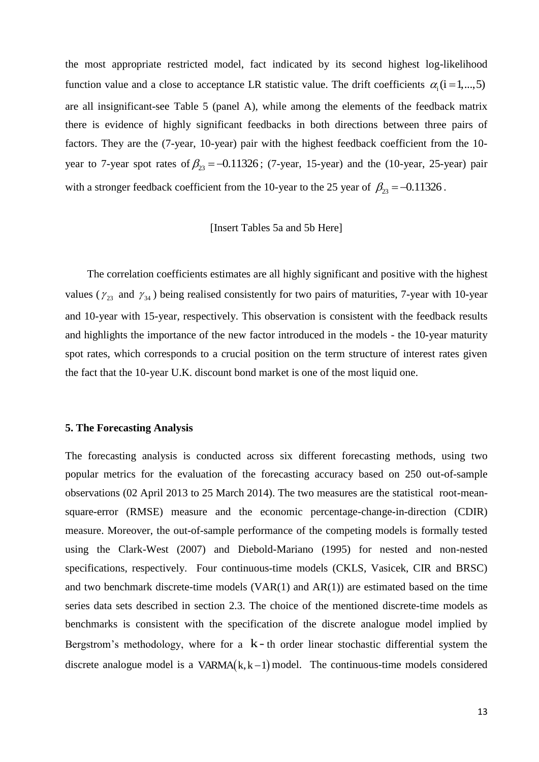the most appropriate restricted model, fact indicated by its second highest log-likelihood function value and a close to acceptance LR statistic value. The drift coefficients $\alpha_i (i = 1,...,5)$ are all insignificant-see Table 5 (panel A), while among the elements of the feedback matrix there is evidence of highly significant feedbacks in both directions between three pairs of factors. They are the (7-year, 10-year) pair with the highest feedback coefficient from the 10-year to 7-year spot rates of $\beta_{23} = -0.11326$; (7-year, 15-year) and the (10-year, 25-year) pair with a stronger feedback coefficient from the 10-year to the 25 year of $\beta_{23} = -0.11326$.

[Insert Tables 5a and 5b Here]

The correlation coefficients estimates are all highly significant and positive with the highest values ($\gamma_{23}$ and $\gamma_{34}$) being realised consistently for two pairs of maturities, 7-year with 10-year and 10-year with 15-year, respectively. This observation is consistent with the feedback results and highlights the importance of the new factor introduced in the models - the 10-year maturity spot rates, which corresponds to a crucial position on the term structure of interest rates given the fact that the 10-year U.K. discount bond market is one of the most liquid one.

### 5. The Forecasting Analysis

The forecasting analysis is conducted across six different forecasting methods, using two popular metrics for the evaluation of the forecasting accuracy based on 250 out-of-sample observations (02 April 2013 to 25 March 2014). The two measures are the statistical root-mean-square-error (RMSE) measure and the economic percentage-change-in-direction (CDIR) measure. Moreover, the out-of-sample performance of the competing models is formally tested using the Clark-West (2007) and Diebold-Mariano (1995) for nested and non-nested specifications, respectively. Four continuous-time models (CKLS, Vasicek, CIR and BRSC) and two benchmark discrete-time models (VAR(1) and AR(1)) are estimated based on the time series data sets described in section 2.3. The choice of the mentioned discrete-time models as benchmarks is consistent with the specification of the discrete analogue model implied by Bergstrom's methodology, where for a $k$-th order linear stochastic differential system the discrete analogue model is a $\text{VARMA}(k, k-1)$ model. The continuous-time models considered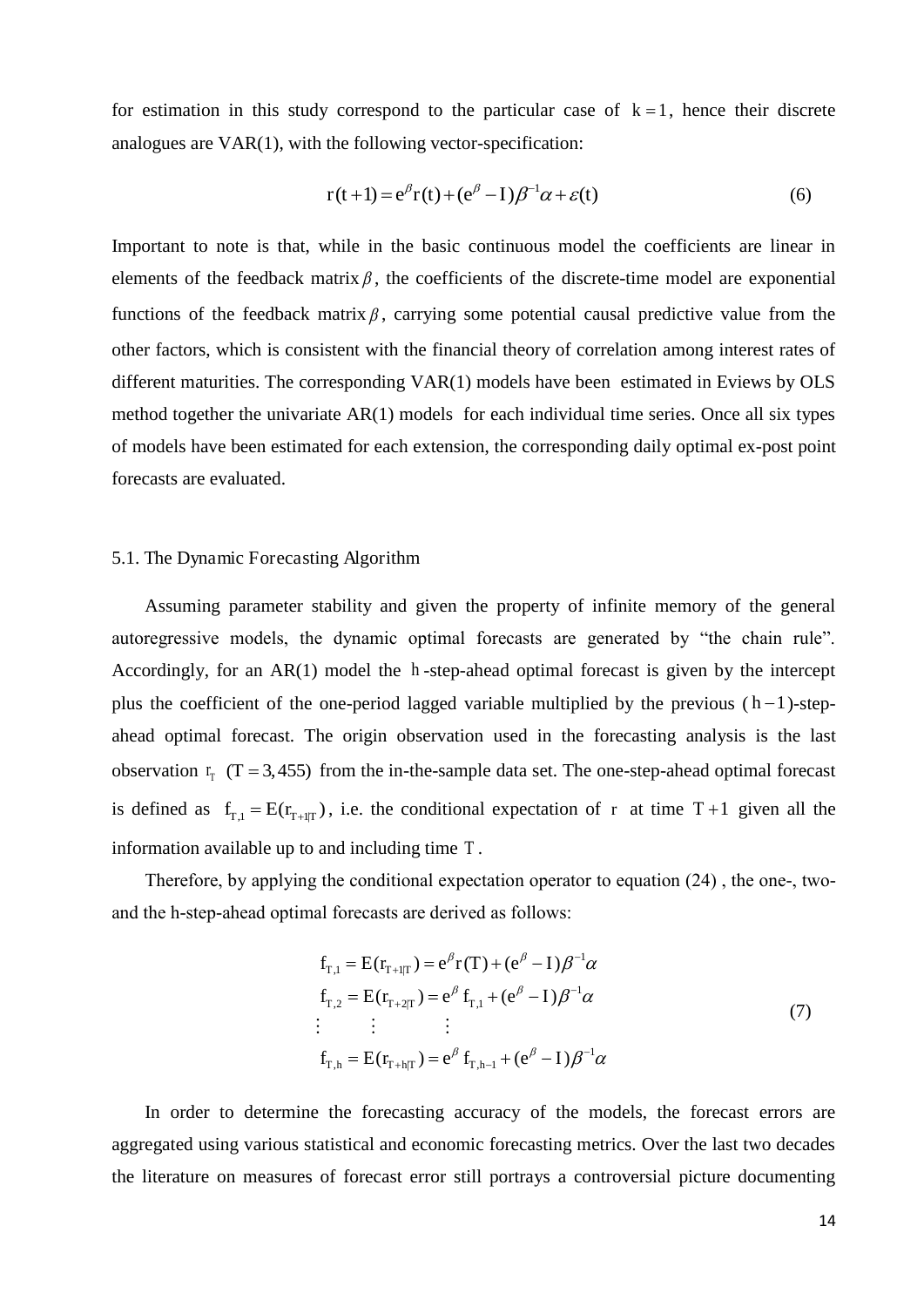for estimation in this study correspond to the particular case of $k = 1$, hence their discrete analogues are VAR(1), with the following vector-specification:

$$r(t+1) = e^{\beta} r(t) + (e^{\beta} - I)\beta^{-1}\alpha + \varepsilon(t) \tag{6}$$

Important to note is that, while in the basic continuous model the coefficients are linear in elements of the feedback matrix $\beta$, the coefficients of the discrete-time model are exponential functions of the feedback matrix $\beta$, carrying some potential causal predictive value from the other factors, which is consistent with the financial theory of correlation among interest rates of different maturities. The corresponding VAR(1) models have been estimated in Eviews by OLS method together the univariate AR(1) models for each individual time series. Once all six types of models have been estimated for each extension, the corresponding daily optimal ex-post point forecasts are evaluated.

### 5.1. The Dynamic Forecasting Algorithm

Assuming parameter stability and given the property of infinite memory of the general autoregressive models, the dynamic optimal forecasts are generated by "the chain rule". Accordingly, for an AR(1) model the $h$-step-ahead optimal forecast is given by the intercept plus the coefficient of the one-period lagged variable multiplied by the previous ($h-1$)-step-ahead optimal forecast. The origin observation used in the forecasting analysis is the last observation $r_T$ $(T = 3,455)$ from the in-the-sample data set. The one-step-ahead optimal forecast is defined as $f_{T,1} = E(r_{T+1|T})$, i.e. the conditional expectation of $r$ at time $T+1$ given all the information available up to and including time $T$.

Therefore, by applying the conditional expectation operator to equation (24) , the one-, two- and the h-step-ahead optimal forecasts are derived as follows:

$$\begin{aligned}
f_{T,1} &= E(r_{T+1|T}) = e^{\beta} r(T) + (e^{\beta} - I)\beta^{-1}\alpha \\
f_{T,2} &= E(r_{T+2|T}) = e^{\beta} f_{T,1} + (e^{\beta} - I)\beta^{-1}\alpha \\
\vdots \quad & \quad \vdots \qquad\quad \vdots \\
f_{T,h} &= E(r_{T+h|T}) = e^{\beta} f_{T,h-1} + (e^{\beta} - I)\beta^{-1}\alpha
\end{aligned} \tag{7}$$

In order to determine the forecasting accuracy of the models, the forecast errors are aggregated using various statistical and economic forecasting metrics. Over the last two decades the literature on measures of forecast error still portrays a controversial picture documenting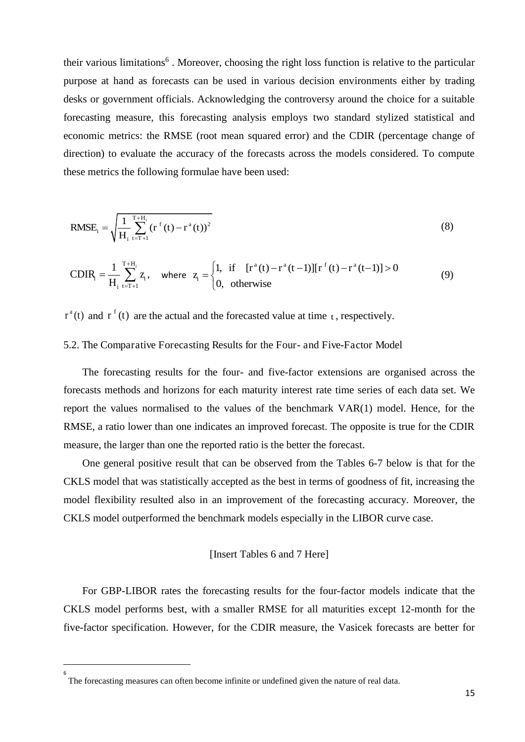their various limitations[6] . Moreover, choosing the right loss function is relative to the particular purpose at hand as forecasts can be used in various decision environments either by trading desks or government officials. Acknowledging the controversy around the choice for a suitable forecasting measure, this forecasting analysis employs two standard stylized statistical and economic metrics: the RMSE (root mean squared error) and the CDIR (percentage change of direction) to evaluate the accuracy of the forecasts across the models considered. To compute these metrics the following formulae have been used:

$$\mathrm{RMSE}_i = \sqrt{\frac{1}{H_i}\sum_{t=T+1}^{T+H_i}(r^f(t) - r^a(t))^2} \tag{8}$$

$$\mathrm{CDIR}_i = \frac{1}{H_i}\sum_{t=T+1}^{T+H_i} z_i, \quad \text{where } z_i = \begin{cases} 1, & \text{if } \quad [r^a(t) - r^a(t-1)][r^f(t) - r^a(t-1)] > 0 \\ 0, & \text{otherwise} \end{cases} \tag{9}$$

$r^a(t)$ and $r^f(t)$ are the actual and the forecasted value at time $t$, respectively.

## 5.2. The Comparative Forecasting Results for the Four- and Five-Factor Model

The forecasting results for the four- and five-factor extensions are organised across the forecasts methods and horizons for each maturity interest rate time series of each data set. We report the values normalised to the values of the benchmark VAR(1) model. Hence, for the RMSE, a ratio lower than one indicates an improved forecast. The opposite is true for the CDIR measure, the larger than one the reported ratio is the better the forecast.

One general positive result that can be observed from the Tables 6-7 below is that for the CKLS model that was statistically accepted as the best in terms of goodness of fit, increasing the model flexibility resulted also in an improvement of the forecasting accuracy. Moreover, the CKLS model outperformed the benchmark models especially in the LIBOR curve case.

[Insert Tables 6 and 7 Here]

For GBP-LIBOR rates the forecasting results for the four-factor models indicate that the CKLS model performs best, with a smaller RMSE for all maturities except 12-month for the five-factor specification. However, for the CDIR measure, the Vasicek forecasts are better for

[6] The forecasting measures can often become infinite or undefined given the nature of real data.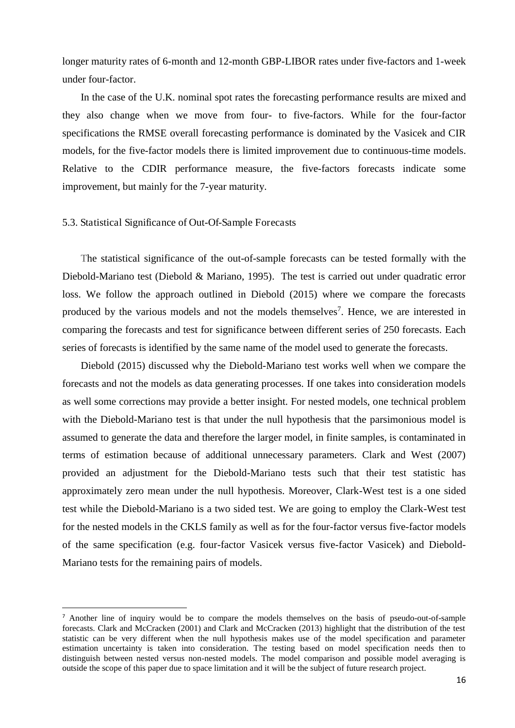longer maturity rates of 6-month and 12-month GBP-LIBOR rates under five-factors and 1-week under four-factor.

In the case of the U.K. nominal spot rates the forecasting performance results are mixed and they also change when we move from four- to five-factors. While for the four-factor specifications the RMSE overall forecasting performance is dominated by the Vasicek and CIR models, for the five-factor models there is limited improvement due to continuous-time models. Relative to the CDIR performance measure, the five-factors forecasts indicate some improvement, but mainly for the 7-year maturity.

### 5.3. Statistical Significance of Out-Of-Sample Forecasts

The statistical significance of the out-of-sample forecasts can be tested formally with the Diebold-Mariano test (Diebold & Mariano, 1995). The test is carried out under quadratic error loss. We follow the approach outlined in Diebold (2015) where we compare the forecasts produced by the various models and not the models themselves[7]. Hence, we are interested in comparing the forecasts and test for significance between different series of 250 forecasts. Each series of forecasts is identified by the same name of the model used to generate the forecasts.

Diebold (2015) discussed why the Diebold-Mariano test works well when we compare the forecasts and not the models as data generating processes. If one takes into consideration models as well some corrections may provide a better insight. For nested models, one technical problem with the Diebold-Mariano test is that under the null hypothesis that the parsimonious model is assumed to generate the data and therefore the larger model, in finite samples, is contaminated in terms of estimation because of additional unnecessary parameters. Clark and West (2007) provided an adjustment for the Diebold-Mariano tests such that their test statistic has approximately zero mean under the null hypothesis. Moreover, Clark-West test is a one sided test while the Diebold-Mariano is a two sided test. We are going to employ the Clark-West test for the nested models in the CKLS family as well as for the four-factor versus five-factor models of the same specification (e.g. four-factor Vasicek versus five-factor Vasicek) and Diebold-Mariano tests for the remaining pairs of models.

[7] Another line of inquiry would be to compare the models themselves on the basis of pseudo-out-of-sample forecasts. Clark and McCracken (2001) and Clark and McCracken (2013) highlight that the distribution of the test statistic can be very different when the null hypothesis makes use of the model specification and parameter estimation uncertainty is taken into consideration. The testing based on model specification needs then to distinguish between nested versus non-nested models. The model comparison and possible model averaging is outside the scope of this paper due to space limitation and it will be the subject of future research project.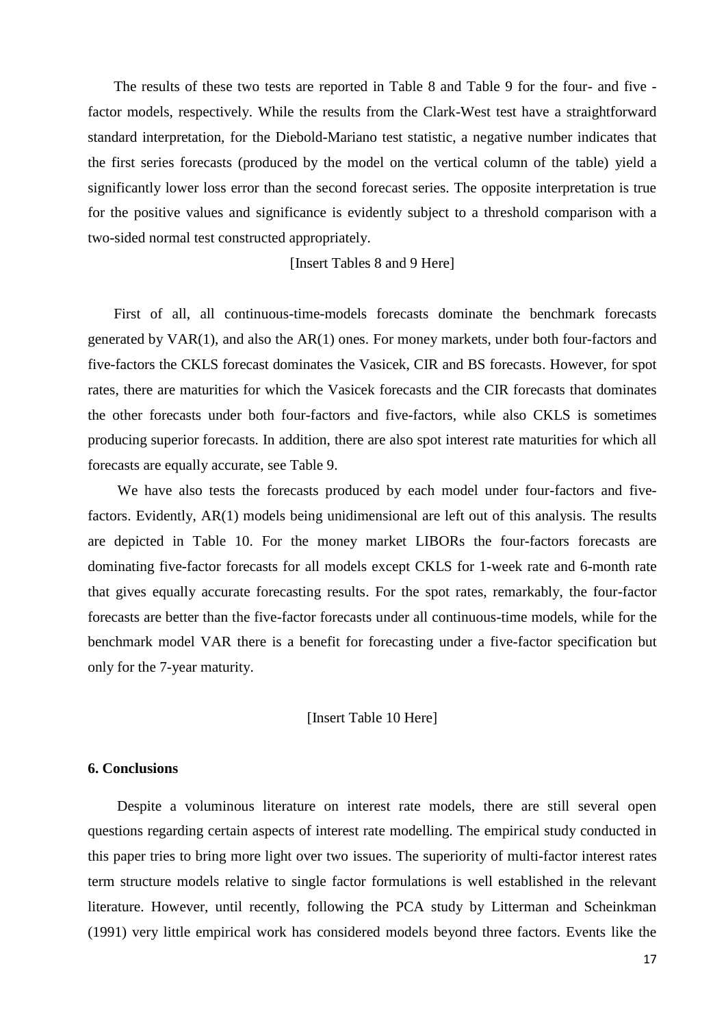The results of these two tests are reported in Table 8 and Table 9 for the four- and five -factor models, respectively. While the results from the Clark-West test have a straightforward standard interpretation, for the Diebold-Mariano test statistic, a negative number indicates that the first series forecasts (produced by the model on the vertical column of the table) yield a significantly lower loss error than the second forecast series. The opposite interpretation is true for the positive values and significance is evidently subject to a threshold comparison with a two-sided normal test constructed appropriately.

[Insert Tables 8 and 9 Here]

First of all, all continuous-time-models forecasts dominate the benchmark forecasts generated by VAR(1), and also the AR(1) ones. For money markets, under both four-factors and five-factors the CKLS forecast dominates the Vasicek, CIR and BS forecasts. However, for spot rates, there are maturities for which the Vasicek forecasts and the CIR forecasts that dominates the other forecasts under both four-factors and five-factors, while also CKLS is sometimes producing superior forecasts. In addition, there are also spot interest rate maturities for which all forecasts are equally accurate, see Table 9.

We have also tests the forecasts produced by each model under four-factors and five-factors. Evidently, AR(1) models being unidimensional are left out of this analysis. The results are depicted in Table 10. For the money market LIBORs the four-factors forecasts are dominating five-factor forecasts for all models except CKLS for 1-week rate and 6-month rate that gives equally accurate forecasting results. For the spot rates, remarkably, the four-factor forecasts are better than the five-factor forecasts under all continuous-time models, while for the benchmark model VAR there is a benefit for forecasting under a five-factor specification but only for the 7-year maturity.

[Insert Table 10 Here]

## 6. Conclusions

Despite a voluminous literature on interest rate models, there are still several open questions regarding certain aspects of interest rate modelling. The empirical study conducted in this paper tries to bring more light over two issues. The superiority of multi-factor interest rates term structure models relative to single factor formulations is well established in the relevant literature. However, until recently, following the PCA study by Litterman and Scheinkman (1991) very little empirical work has considered models beyond three factors. Events like the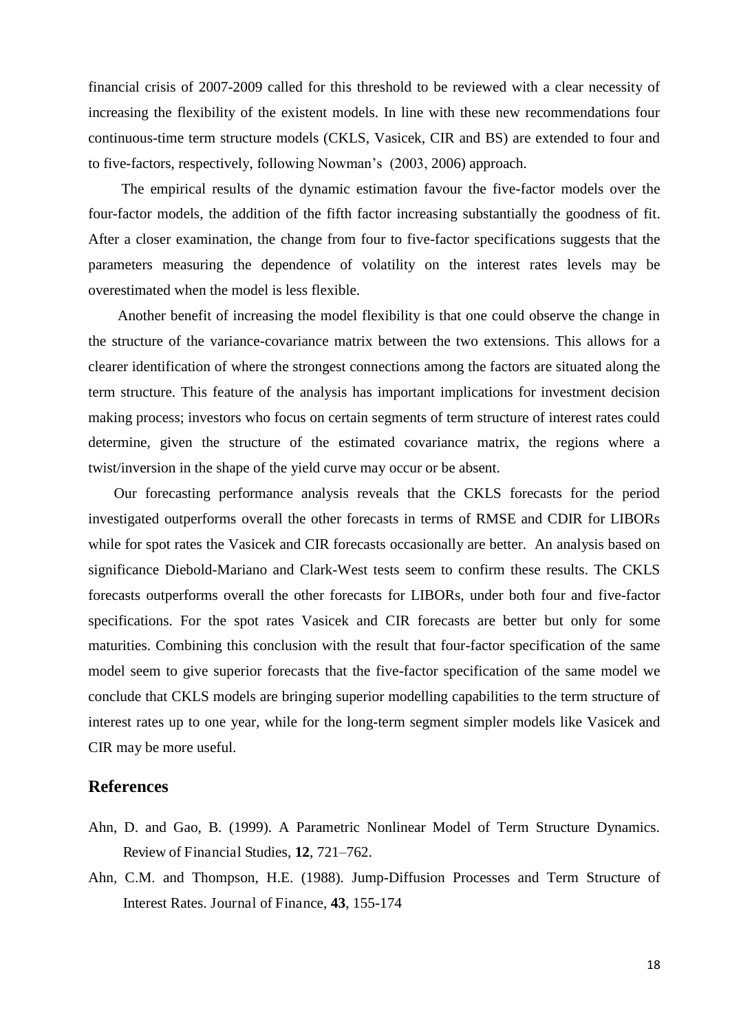financial crisis of 2007-2009 called for this threshold to be reviewed with a clear necessity of increasing the flexibility of the existent models. In line with these new recommendations four continuous-time term structure models (CKLS, Vasicek, CIR and BS) are extended to four and to five-factors, respectively, following Nowman's (2003, 2006) approach.

The empirical results of the dynamic estimation favour the five-factor models over the four-factor models, the addition of the fifth factor increasing substantially the goodness of fit. After a closer examination, the change from four to five-factor specifications suggests that the parameters measuring the dependence of volatility on the interest rates levels may be overestimated when the model is less flexible.

Another benefit of increasing the model flexibility is that one could observe the change in the structure of the variance-covariance matrix between the two extensions. This allows for a clearer identification of where the strongest connections among the factors are situated along the term structure. This feature of the analysis has important implications for investment decision making process; investors who focus on certain segments of term structure of interest rates could determine, given the structure of the estimated covariance matrix, the regions where a twist/inversion in the shape of the yield curve may occur or be absent.

Our forecasting performance analysis reveals that the CKLS forecasts for the period investigated outperforms overall the other forecasts in terms of RMSE and CDIR for LIBORs while for spot rates the Vasicek and CIR forecasts occasionally are better. An analysis based on significance Diebold-Mariano and Clark-West tests seem to confirm these results. The CKLS forecasts outperforms overall the other forecasts for LIBORs, under both four and five-factor specifications. For the spot rates Vasicek and CIR forecasts are better but only for some maturities. Combining this conclusion with the result that four-factor specification of the same model seem to give superior forecasts that the five-factor specification of the same model we conclude that CKLS models are bringing superior modelling capabilities to the term structure of interest rates up to one year, while for the long-term segment simpler models like Vasicek and CIR may be more useful.

## References

Ahn, D. and Gao, B. (1999). A Parametric Nonlinear Model of Term Structure Dynamics. Review of Financial Studies, **12**, 721–762.

Ahn, C.M. and Thompson, H.E. (1988). Jump-Diffusion Processes and Term Structure of Interest Rates. Journal of Finance, **43**, 155-174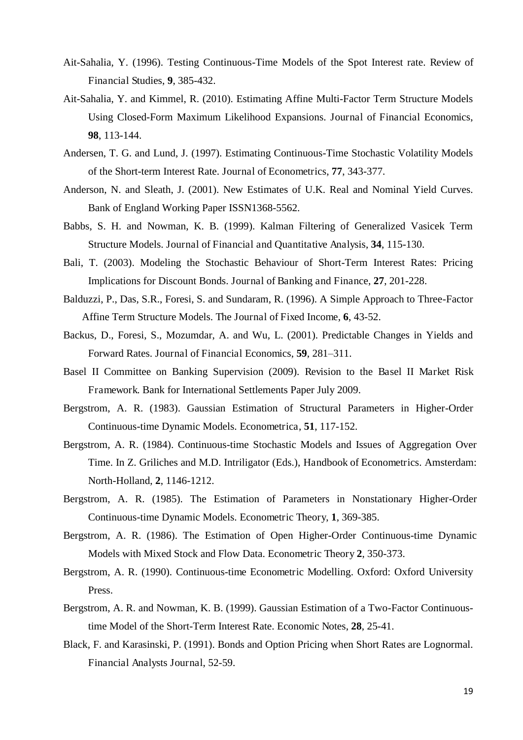Ait-Sahalia, Y. (1996). Testing Continuous-Time Models of the Spot Interest rate. Review of Financial Studies, **9**, 385-432.

Ait-Sahalia, Y. and Kimmel, R. (2010). Estimating Affine Multi-Factor Term Structure Models Using Closed-Form Maximum Likelihood Expansions. Journal of Financial Economics, **98**, 113-144.

Andersen, T. G. and Lund, J. (1997). Estimating Continuous-Time Stochastic Volatility Models of the Short-term Interest Rate. Journal of Econometrics, **77**, 343-377.

Anderson, N. and Sleath, J. (2001). New Estimates of U.K. Real and Nominal Yield Curves. Bank of England Working Paper ISSN1368-5562.

Babbs, S. H. and Nowman, K. B. (1999). Kalman Filtering of Generalized Vasicek Term Structure Models. Journal of Financial and Quantitative Analysis, **34**, 115-130.

Bali, T. (2003). Modeling the Stochastic Behaviour of Short-Term Interest Rates: Pricing Implications for Discount Bonds. Journal of Banking and Finance, **27**, 201-228.

Balduzzi, P., Das, S.R., Foresi, S. and Sundaram, R. (1996). A Simple Approach to Three-Factor Affine Term Structure Models. The Journal of Fixed Income, **6**, 43-52.

Backus, D., Foresi, S., Mozumdar, A. and Wu, L. (2001). Predictable Changes in Yields and Forward Rates. Journal of Financial Economics, **59**, 281–311.

Basel II Committee on Banking Supervision (2009). Revision to the Basel II Market Risk Framework. Bank for International Settlements Paper July 2009.

Bergstrom, A. R. (1983). Gaussian Estimation of Structural Parameters in Higher-Order Continuous-time Dynamic Models. Econometrica, **51**, 117-152.

Bergstrom, A. R. (1984). Continuous-time Stochastic Models and Issues of Aggregation Over Time. In Z. Griliches and M.D. Intriligator (Eds.), Handbook of Econometrics. Amsterdam: North-Holland, **2**, 1146-1212.

Bergstrom, A. R. (1985). The Estimation of Parameters in Nonstationary Higher-Order Continuous-time Dynamic Models. Econometric Theory, **1**, 369-385.

Bergstrom, A. R. (1986). The Estimation of Open Higher-Order Continuous-time Dynamic Models with Mixed Stock and Flow Data. Econometric Theory **2**, 350-373.

Bergstrom, A. R. (1990). Continuous-time Econometric Modelling. Oxford: Oxford University Press.

Bergstrom, A. R. and Nowman, K. B. (1999). Gaussian Estimation of a Two-Factor Continuous-time Model of the Short-Term Interest Rate. Economic Notes, **28**, 25-41.

Black, F. and Karasinski, P. (1991). Bonds and Option Pricing when Short Rates are Lognormal. Financial Analysts Journal, 52-59.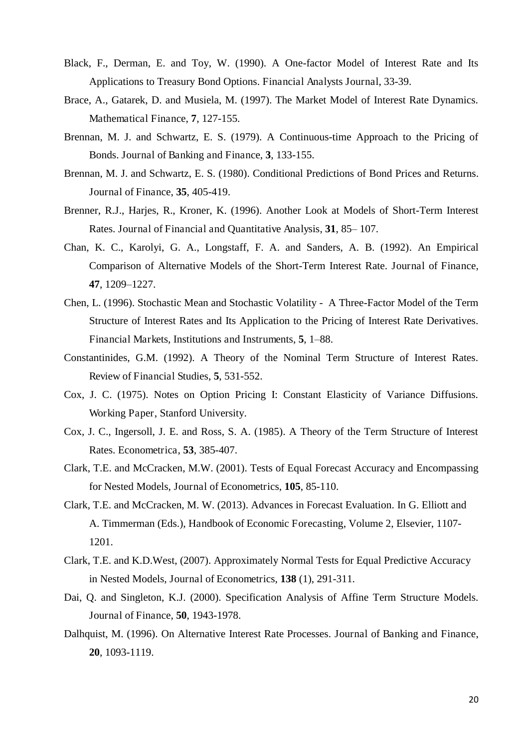Black, F., Derman, E. and Toy, W. (1990). A One-factor Model of Interest Rate and Its Applications to Treasury Bond Options. Financial Analysts Journal, 33-39.

Brace, A., Gatarek, D. and Musiela, M. (1997). The Market Model of Interest Rate Dynamics. Mathematical Finance, **7**, 127-155.

Brennan, M. J. and Schwartz, E. S. (1979). A Continuous-time Approach to the Pricing of Bonds. Journal of Banking and Finance, **3**, 133-155.

Brennan, M. J. and Schwartz, E. S. (1980). Conditional Predictions of Bond Prices and Returns. Journal of Finance, **35**, 405-419.

Brenner, R.J., Harjes, R., Kroner, K. (1996). Another Look at Models of Short-Term Interest Rates. Journal of Financial and Quantitative Analysis, **31**, 85– 107.

Chan, K. C., Karolyi, G. A., Longstaff, F. A. and Sanders, A. B. (1992). An Empirical Comparison of Alternative Models of the Short-Term Interest Rate. Journal of Finance, **47**, 1209–1227.

Chen, L. (1996). Stochastic Mean and Stochastic Volatility - A Three-Factor Model of the Term Structure of Interest Rates and Its Application to the Pricing of Interest Rate Derivatives. Financial Markets, Institutions and Instruments, **5**, 1–88.

Constantinides, G.M. (1992). A Theory of the Nominal Term Structure of Interest Rates. Review of Financial Studies, **5**, 531-552.

Cox, J. C. (1975). Notes on Option Pricing I: Constant Elasticity of Variance Diffusions. Working Paper, Stanford University.

Cox, J. C., Ingersoll, J. E. and Ross, S. A. (1985). A Theory of the Term Structure of Interest Rates. Econometrica, **53**, 385-407.

Clark, T.E. and McCracken, M.W. (2001). Tests of Equal Forecast Accuracy and Encompassing for Nested Models, Journal of Econometrics, **105**, 85-110.

Clark, T.E. and McCracken, M. W. (2013). Advances in Forecast Evaluation. In G. Elliott and A. Timmerman (Eds.), Handbook of Economic Forecasting, Volume 2, Elsevier, 1107-1201.

Clark, T.E. and K.D.West, (2007). Approximately Normal Tests for Equal Predictive Accuracy in Nested Models, Journal of Econometrics, **138** (1), 291-311.

Dai, Q. and Singleton, K.J. (2000). Specification Analysis of Affine Term Structure Models. Journal of Finance, **50**, 1943-1978.

Dalhquist, M. (1996). On Alternative Interest Rate Processes. Journal of Banking and Finance, **20**, 1093-1119.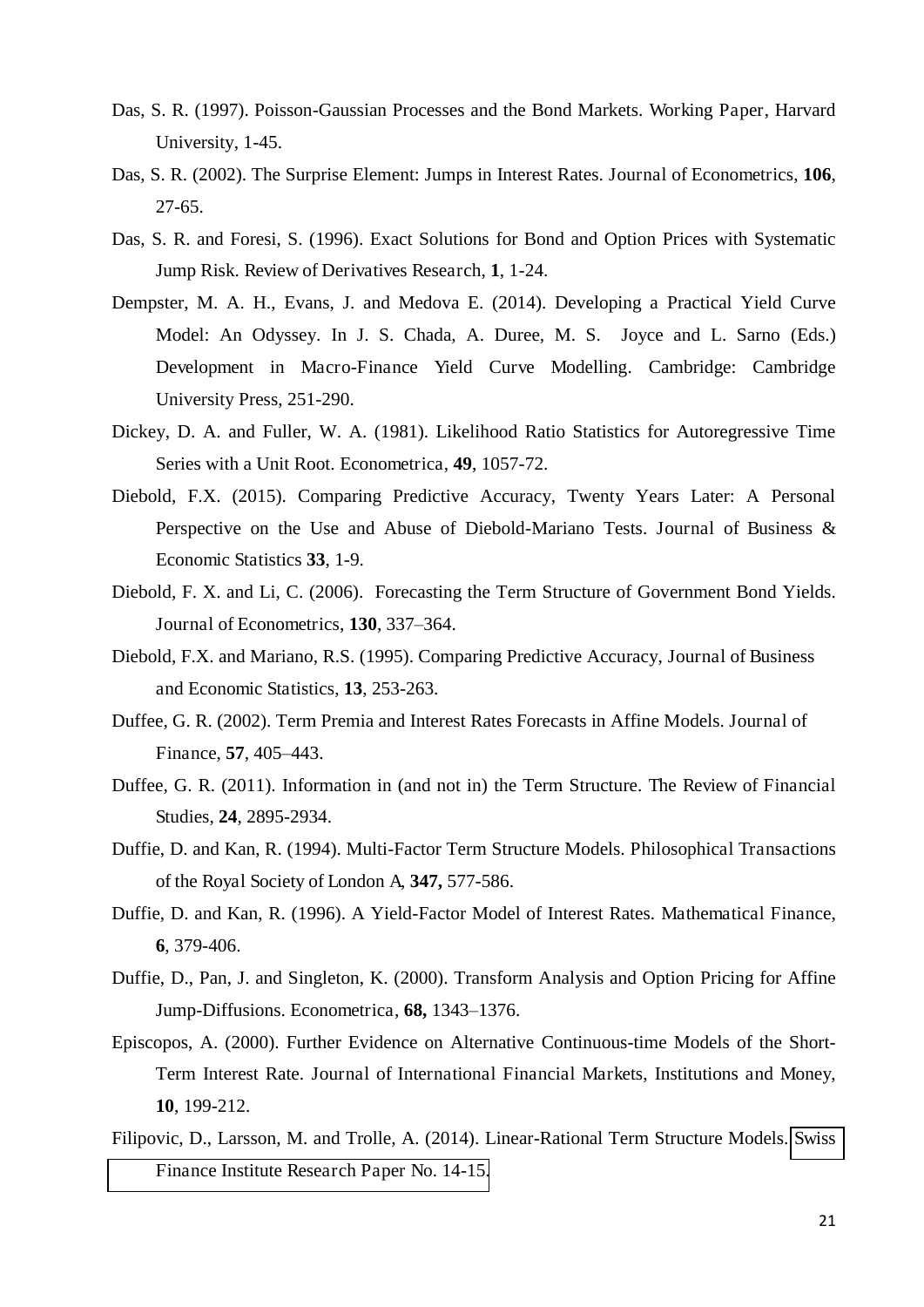Das, S. R. (1997). Poisson-Gaussian Processes and the Bond Markets. Working Paper, Harvard University, 1-45.

Das, S. R. (2002). The Surprise Element: Jumps in Interest Rates. Journal of Econometrics, **106**, 27-65.

Das, S. R. and Foresi, S. (1996). Exact Solutions for Bond and Option Prices with Systematic Jump Risk. Review of Derivatives Research, **1**, 1-24.

Dempster, M. A. H., Evans, J. and Medova E. (2014). Developing a Practical Yield Curve Model: An Odyssey. In J. S. Chada, A. Duree, M. S. Joyce and L. Sarno (Eds.) Development in Macro-Finance Yield Curve Modelling. Cambridge: Cambridge University Press, 251-290.

Dickey, D. A. and Fuller, W. A. (1981). Likelihood Ratio Statistics for Autoregressive Time Series with a Unit Root. Econometrica, **49**, 1057-72.

Diebold, F.X. (2015). Comparing Predictive Accuracy, Twenty Years Later: A Personal Perspective on the Use and Abuse of Diebold-Mariano Tests. Journal of Business & Economic Statistics **33**, 1-9.

Diebold, F. X. and Li, C. (2006). Forecasting the Term Structure of Government Bond Yields. Journal of Econometrics, **130**, 337–364.

Diebold, F.X. and Mariano, R.S. (1995). Comparing Predictive Accuracy, Journal of Business and Economic Statistics, **13**, 253-263.

Duffee, G. R. (2002). Term Premia and Interest Rates Forecasts in Affine Models. Journal of Finance, **57**, 405–443.

Duffee, G. R. (2011). Information in (and not in) the Term Structure. The Review of Financial Studies, **24**, 2895-2934.

Duffie, D. and Kan, R. (1994). Multi-Factor Term Structure Models. Philosophical Transactions of the Royal Society of London A, **347,** 577-586.

Duffie, D. and Kan, R. (1996). A Yield-Factor Model of Interest Rates. Mathematical Finance, **6**, 379-406.

Duffie, D., Pan, J. and Singleton, K. (2000). Transform Analysis and Option Pricing for Affine Jump-Diffusions. Econometrica, **68,** 1343–1376.

Episcopos, A. (2000). Further Evidence on Alternative Continuous-time Models of the Short-Term Interest Rate. Journal of International Financial Markets, Institutions and Money, **10**, 199-212.

Filipovic, D., Larsson, M. and Trolle, A. (2014). Linear-Rational Term Structure Models. Swiss Finance Institute Research Paper No. 14-15.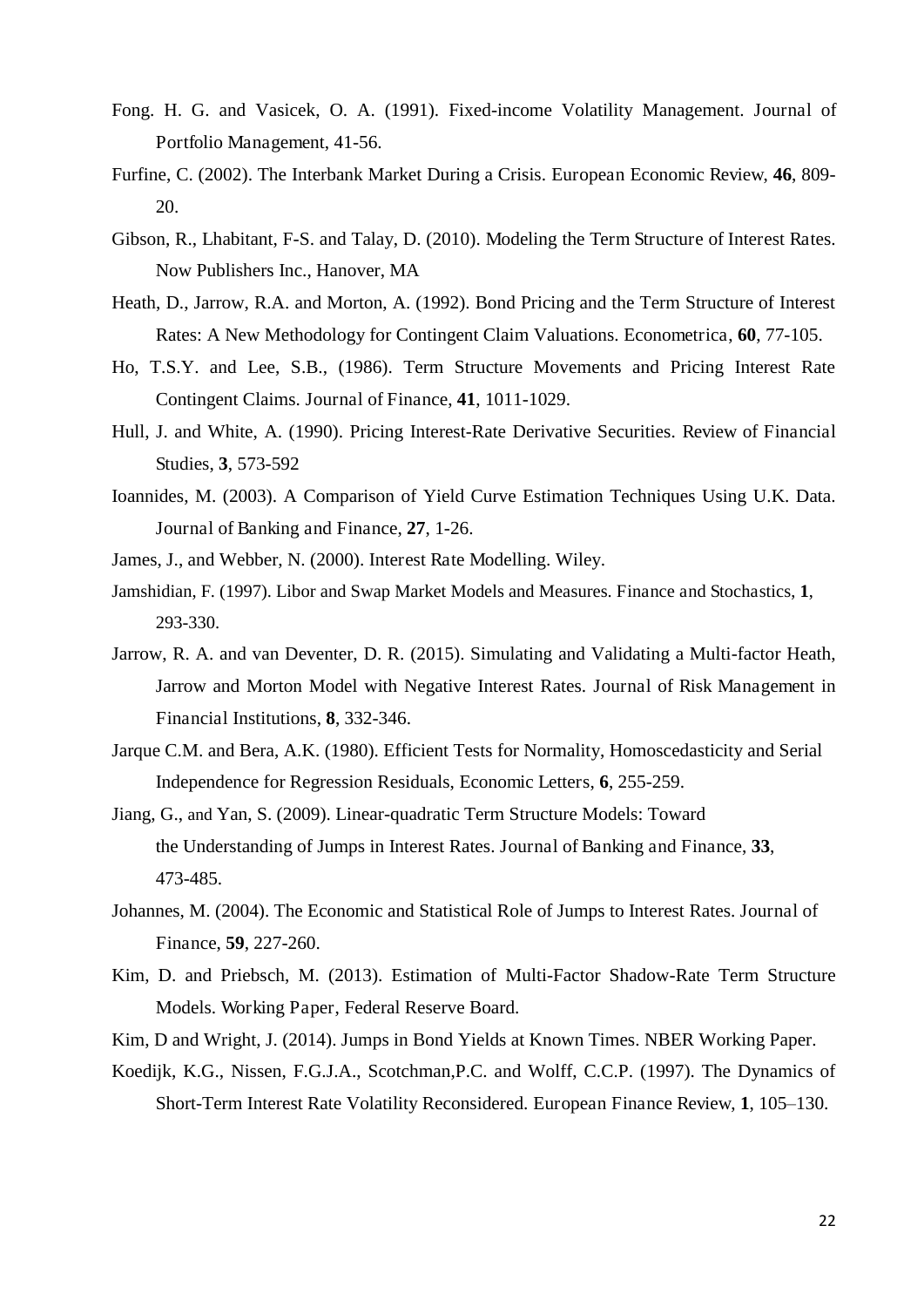Fong. H. G. and Vasicek, O. A. (1991). Fixed-income Volatility Management. Journal of Portfolio Management, 41-56.

Furfine, C. (2002). The Interbank Market During a Crisis. European Economic Review, **46**, 809-20.

Gibson, R., Lhabitant, F-S. and Talay, D. (2010). Modeling the Term Structure of Interest Rates. Now Publishers Inc., Hanover, MA

Heath, D., Jarrow, R.A. and Morton, A. (1992). Bond Pricing and the Term Structure of Interest Rates: A New Methodology for Contingent Claim Valuations. Econometrica, **60**, 77-105.

Ho, T.S.Y. and Lee, S.B., (1986). Term Structure Movements and Pricing Interest Rate Contingent Claims. Journal of Finance, **41**, 1011-1029.

Hull, J. and White, A. (1990). Pricing Interest-Rate Derivative Securities. Review of Financial Studies, **3**, 573-592

Ioannides, M. (2003). A Comparison of Yield Curve Estimation Techniques Using U.K. Data. Journal of Banking and Finance, **27**, 1-26.

James, J., and Webber, N. (2000). Interest Rate Modelling. Wiley.

Jamshidian, F. (1997). Libor and Swap Market Models and Measures. Finance and Stochastics, **1**, 293-330.

Jarrow, R. A. and van Deventer, D. R. (2015). Simulating and Validating a Multi-factor Heath, Jarrow and Morton Model with Negative Interest Rates. Journal of Risk Management in Financial Institutions, **8**, 332-346.

Jarque C.M. and Bera, A.K. (1980). Efficient Tests for Normality, Homoscedasticity and Serial Independence for Regression Residuals, Economic Letters, **6**, 255-259.

Jiang, G., and Yan, S. (2009). Linear-quadratic Term Structure Models: Toward the Understanding of Jumps in Interest Rates. Journal of Banking and Finance, **33**, 473-485.

Johannes, M. (2004). The Economic and Statistical Role of Jumps to Interest Rates. Journal of Finance, **59**, 227-260.

Kim, D. and Priebsch, M. (2013). Estimation of Multi-Factor Shadow-Rate Term Structure Models. Working Paper, Federal Reserve Board.

Kim, D and Wright, J. (2014). Jumps in Bond Yields at Known Times. NBER Working Paper.

Koedijk, K.G., Nissen, F.G.J.A., Scotchman,P.C. and Wolff, C.C.P. (1997). The Dynamics of Short-Term Interest Rate Volatility Reconsidered. European Finance Review, **1**, 105–130.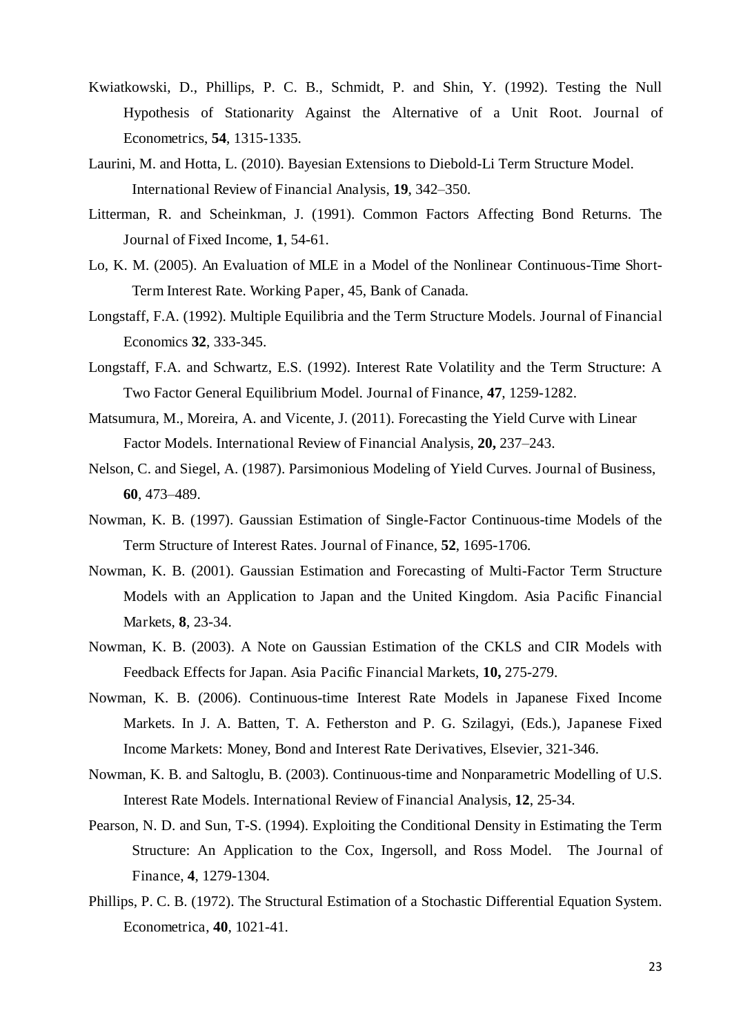Kwiatkowski, D., Phillips, P. C. B., Schmidt, P. and Shin, Y. (1992). Testing the Null Hypothesis of Stationarity Against the Alternative of a Unit Root. Journal of Econometrics, **54**, 1315-1335.

Laurini, M. and Hotta, L. (2010). Bayesian Extensions to Diebold-Li Term Structure Model. International Review of Financial Analysis, **19**, 342–350.

Litterman, R. and Scheinkman, J. (1991). Common Factors Affecting Bond Returns. The Journal of Fixed Income, **1**, 54-61.

Lo, K. M. (2005). An Evaluation of MLE in a Model of the Nonlinear Continuous-Time Short-Term Interest Rate. Working Paper, 45, Bank of Canada.

Longstaff, F.A. (1992). Multiple Equilibria and the Term Structure Models. Journal of Financial Economics **32**, 333-345.

Longstaff, F.A. and Schwartz, E.S. (1992). Interest Rate Volatility and the Term Structure: A Two Factor General Equilibrium Model. Journal of Finance, **47**, 1259-1282.

Matsumura, M., Moreira, A. and Vicente, J. (2011). Forecasting the Yield Curve with Linear Factor Models. International Review of Financial Analysis, **20,** 237–243.

Nelson, C. and Siegel, A. (1987). Parsimonious Modeling of Yield Curves. Journal of Business, **60**, 473–489.

Nowman, K. B. (1997). Gaussian Estimation of Single-Factor Continuous-time Models of the Term Structure of Interest Rates. Journal of Finance, **52**, 1695-1706.

Nowman, K. B. (2001). Gaussian Estimation and Forecasting of Multi-Factor Term Structure Models with an Application to Japan and the United Kingdom. Asia Pacific Financial Markets, **8**, 23-34.

Nowman, K. B. (2003). A Note on Gaussian Estimation of the CKLS and CIR Models with Feedback Effects for Japan. Asia Pacific Financial Markets, **10,** 275-279.

Nowman, K. B. (2006). Continuous-time Interest Rate Models in Japanese Fixed Income Markets. In J. A. Batten, T. A. Fetherston and P. G. Szilagyi, (Eds.), Japanese Fixed Income Markets: Money, Bond and Interest Rate Derivatives, Elsevier, 321-346.

Nowman, K. B. and Saltoglu, B. (2003). Continuous-time and Nonparametric Modelling of U.S. Interest Rate Models. International Review of Financial Analysis, **12**, 25-34.

Pearson, N. D. and Sun, T-S. (1994). Exploiting the Conditional Density in Estimating the Term Structure: An Application to the Cox, Ingersoll, and Ross Model. The Journal of Finance, **4**, 1279-1304.

Phillips, P. C. B. (1972). The Structural Estimation of a Stochastic Differential Equation System. Econometrica, **40**, 1021-41.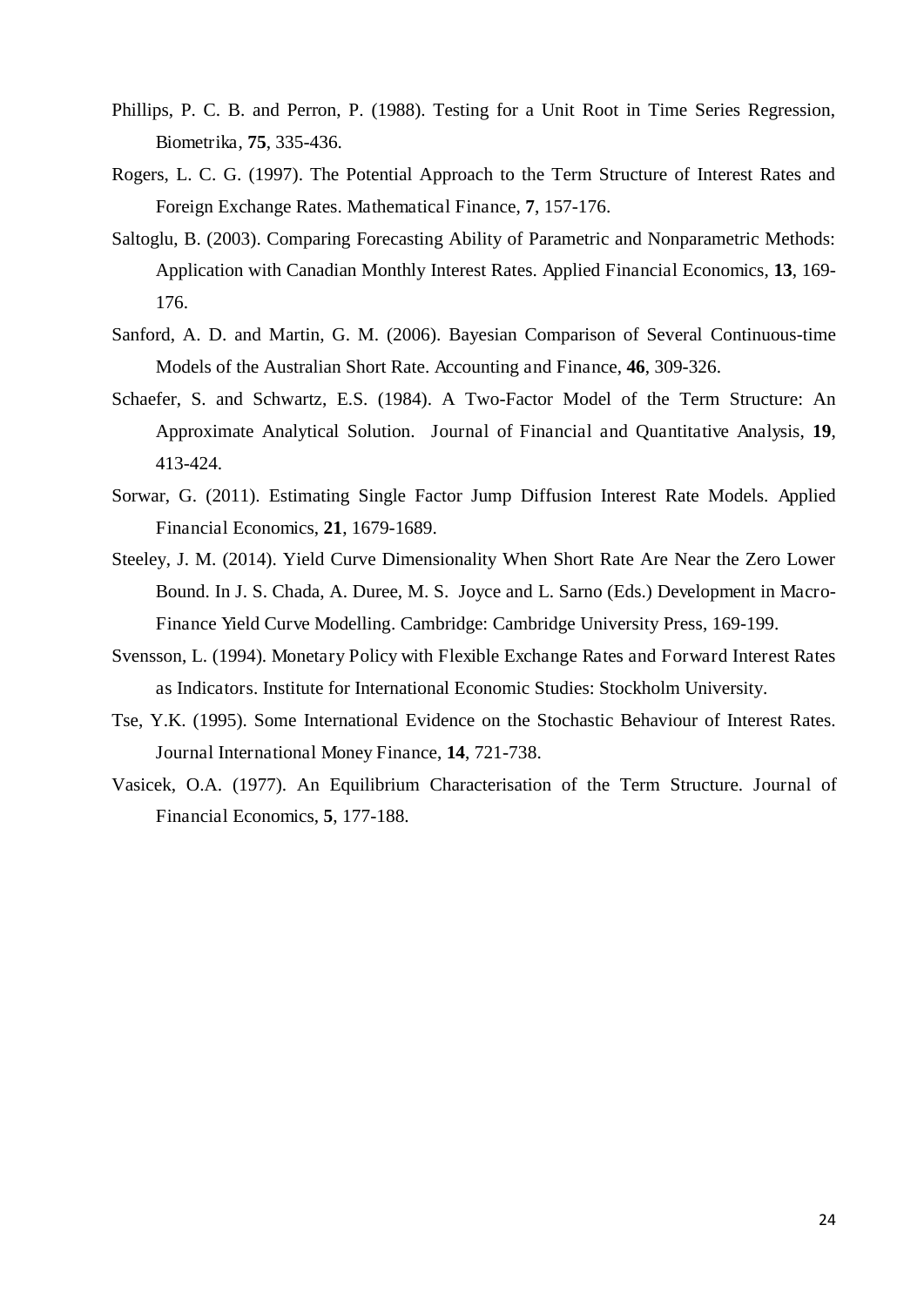Phillips, P. C. B. and Perron, P. (1988). Testing for a Unit Root in Time Series Regression, Biometrika, **75**, 335-436.

Rogers, L. C. G. (1997). The Potential Approach to the Term Structure of Interest Rates and Foreign Exchange Rates. Mathematical Finance, **7**, 157-176.

Saltoglu, B. (2003). Comparing Forecasting Ability of Parametric and Nonparametric Methods: Application with Canadian Monthly Interest Rates. Applied Financial Economics, **13**, 169-176.

Sanford, A. D. and Martin, G. M. (2006). Bayesian Comparison of Several Continuous-time Models of the Australian Short Rate. Accounting and Finance, **46**, 309-326.

Schaefer, S. and Schwartz, E.S. (1984). A Two-Factor Model of the Term Structure: An Approximate Analytical Solution. Journal of Financial and Quantitative Analysis, **19**, 413-424.

Sorwar, G. (2011). Estimating Single Factor Jump Diffusion Interest Rate Models. Applied Financial Economics, **21**, 1679-1689.

Steeley, J. M. (2014). Yield Curve Dimensionality When Short Rate Are Near the Zero Lower Bound. In J. S. Chada, A. Duree, M. S. Joyce and L. Sarno (Eds.) Development in Macro-Finance Yield Curve Modelling. Cambridge: Cambridge University Press, 169-199.

Svensson, L. (1994). Monetary Policy with Flexible Exchange Rates and Forward Interest Rates as Indicators. Institute for International Economic Studies: Stockholm University.

Tse, Y.K. (1995). Some International Evidence on the Stochastic Behaviour of Interest Rates. Journal International Money Finance, **14**, 721-738.

Vasicek, O.A. (1977). An Equilibrium Characterisation of the Term Structure. Journal of Financial Economics, **5**, 177-188.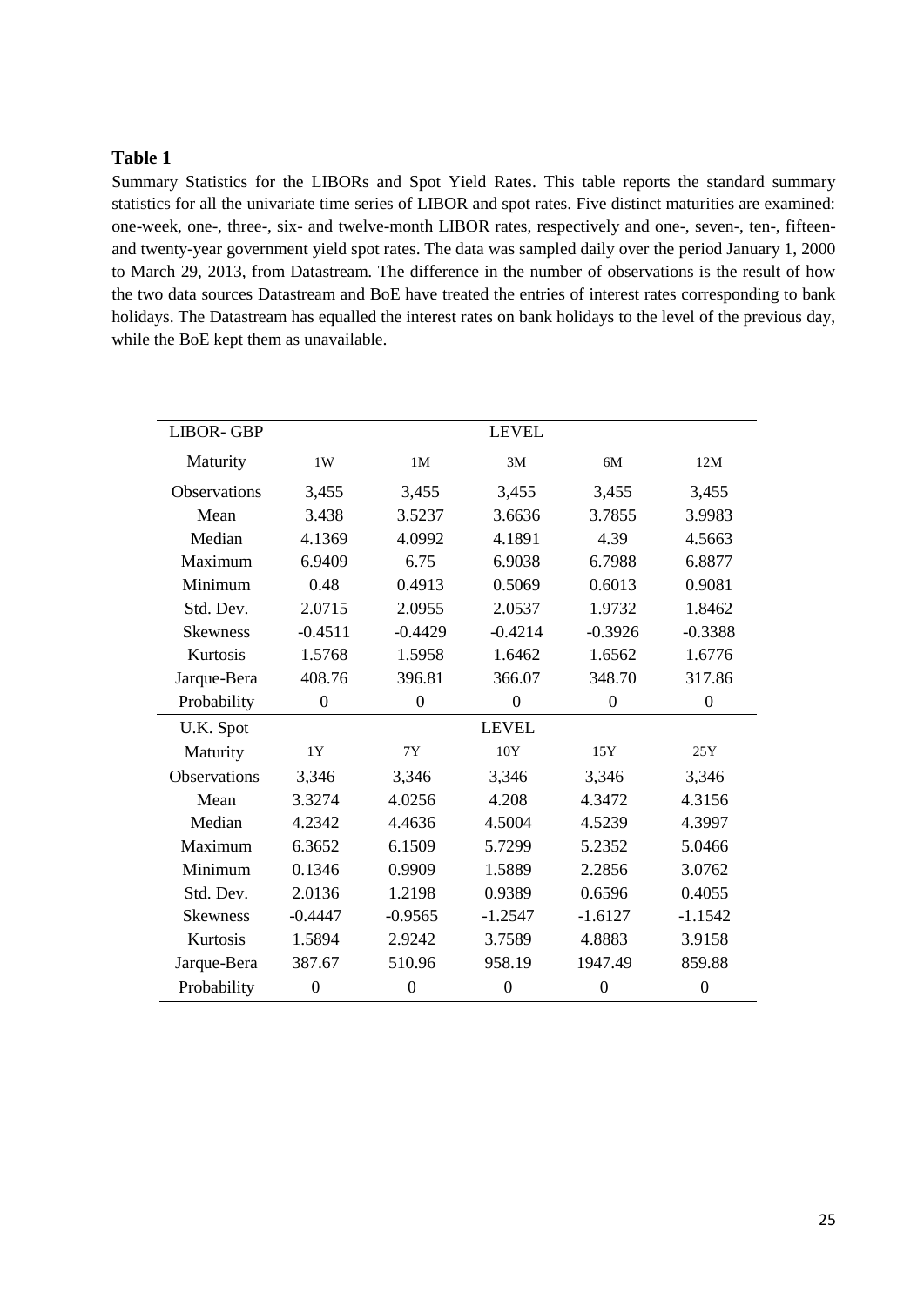**Table 1**

Summary Statistics for the LIBORs and Spot Yield Rates. This table reports the standard summary statistics for all the univariate time series of LIBOR and spot rates. Five distinct maturities are examined: one-week, one-, three-, six- and twelve-month LIBOR rates, respectively and one-, seven-, ten-, fifteen- and twenty-year government yield spot rates. The data was sampled daily over the period January 1, 2000 to March 29, 2013, from Datastream. The difference in the number of observations is the result of how the two data sources Datastream and BoE have treated the entries of interest rates corresponding to bank holidays. The Datastream has equalled the interest rates on bank holidays to the level of the previous day, while the BoE kept them as unavailable.

| LIBOR- GBP | | | LEVEL | | |
|---|---|---|---|---|---|
| Maturity | 1W | 1M | 3M | 6M | 12M |
| Observations | 3,455 | 3,455 | 3,455 | 3,455 | 3,455 |
| Mean | 3.438 | 3.5237 | 3.6636 | 3.7855 | 3.9983 |
| Median | 4.1369 | 4.0992 | 4.1891 | 4.39 | 4.5663 |
| Maximum | 6.9409 | 6.75 | 6.9038 | 6.7988 | 6.8877 |
| Minimum | 0.48 | 0.4913 | 0.5069 | 0.6013 | 0.9081 |
| Std. Dev. | 2.0715 | 2.0955 | 2.0537 | 1.9732 | 1.8462 |
| Skewness | -0.4511 | -0.4429 | -0.4214 | -0.3926 | -0.3388 |
| Kurtosis | 1.5768 | 1.5958 | 1.6462 | 1.6562 | 1.6776 |
| Jarque-Bera | 408.76 | 396.81 | 366.07 | 348.70 | 317.86 |
| Probability | 0 | 0 | 0 | 0 | 0 |
| U.K. Spot | | | LEVEL | | |
| Maturity | 1Y | 7Y | 10Y | 15Y | 25Y |
| Observations | 3,346 | 3,346 | 3,346 | 3,346 | 3,346 |
| Mean | 3.3274 | 4.0256 | 4.208 | 4.3472 | 4.3156 |
| Median | 4.2342 | 4.4636 | 4.5004 | 4.5239 | 4.3997 |
| Maximum | 6.3652 | 6.1509 | 5.7299 | 5.2352 | 5.0466 |
| Minimum | 0.1346 | 0.9909 | 1.5889 | 2.2856 | 3.0762 |
| Std. Dev. | 2.0136 | 1.2198 | 0.9389 | 0.6596 | 0.4055 |
| Skewness | -0.4447 | -0.9565 | -1.2547 | -1.6127 | -1.1542 |
| Kurtosis | 1.5894 | 2.9242 | 3.7589 | 4.8883 | 3.9158 |
| Jarque-Bera | 387.67 | 510.96 | 958.19 | 1947.49 | 859.88 |
| Probability | 0 | 0 | 0 | 0 | 0 |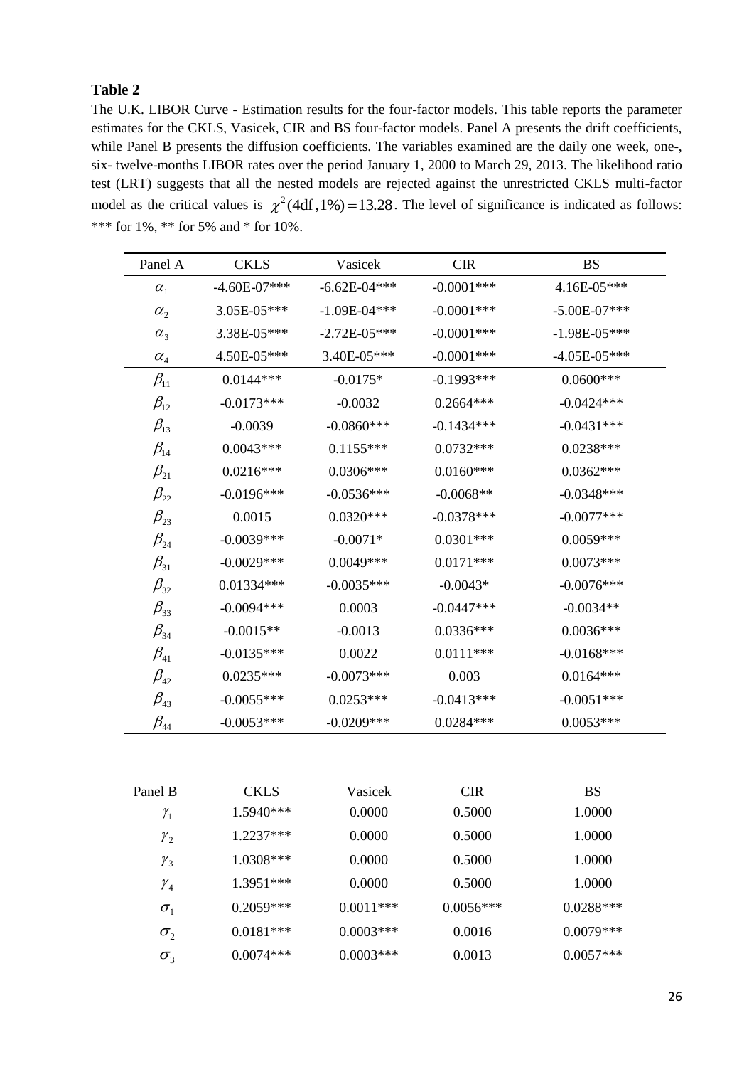**Table 2**

The U.K. LIBOR Curve - Estimation results for the four-factor models. This table reports the parameter estimates for the CKLS, Vasicek, CIR and BS four-factor models. Panel A presents the drift coefficients, while Panel B presents the diffusion coefficients. The variables examined are the daily one week, one-, six- twelve-months LIBOR rates over the period January 1, 2000 to March 29, 2013. The likelihood ratio test (LRT) suggests that all the nested models are rejected against the unrestricted CKLS multi-factor model as the critical values is $\chi^2(4\text{df}, 1\%) = 13.28$. The level of significance is indicated as follows: *** for 1%, ** for 5% and * for 10%.

| Panel A | CKLS | Vasicek | CIR | BS |
|---|---|---|---|---|
| $\alpha_1$ | -4.60E-07*** | -6.62E-04*** | -0.0001*** | 4.16E-05*** |
| $\alpha_2$ | 3.05E-05*** | -1.09E-04*** | -0.0001*** | -5.00E-07*** |
| $\alpha_3$ | 3.38E-05*** | -2.72E-05*** | -0.0001*** | -1.98E-05*** |
| $\alpha_4$ | 4.50E-05*** | 3.40E-05*** | -0.0001*** | -4.05E-05*** |
| $\beta_{11}$ | 0.0144*** | -0.0175* | -0.1993*** | 0.0600*** |
| $\beta_{12}$ | -0.0173*** | -0.0032 | 0.2664*** | -0.0424*** |
| $\beta_{13}$ | -0.0039 | -0.0860*** | -0.1434*** | -0.0431*** |
| $\beta_{14}$ | 0.0043*** | 0.1155*** | 0.0732*** | 0.0238*** |
| $\beta_{21}$ | 0.0216*** | 0.0306*** | 0.0160*** | 0.0362*** |
| $\beta_{22}$ | -0.0196*** | -0.0536*** | -0.0068** | -0.0348*** |
| $\beta_{23}$ | 0.0015 | 0.0320*** | -0.0378*** | -0.0077*** |
| $\beta_{24}$ | -0.0039*** | -0.0071* | 0.0301*** | 0.0059*** |
| $\beta_{31}$ | -0.0029*** | 0.0049*** | 0.0171*** | 0.0073*** |
| $\beta_{32}$ | 0.01334*** | -0.0035*** | -0.0043* | -0.0076*** |
| $\beta_{33}$ | -0.0094*** | 0.0003 | -0.0447*** | -0.0034** |
| $\beta_{34}$ | -0.0015** | -0.0013 | 0.0336*** | 0.0036*** |
| $\beta_{41}$ | -0.0135*** | 0.0022 | 0.0111*** | -0.0168*** |
| $\beta_{42}$ | 0.0235*** | -0.0073*** | 0.003 | 0.0164*** |
| $\beta_{43}$ | -0.0055*** | 0.0253*** | -0.0413*** | -0.0051*** |
| $\beta_{44}$ | -0.0053*** | -0.0209*** | 0.0284*** | 0.0053*** |

| Panel B | CKLS | Vasicek | CIR | BS |
|---|---|---|---|---|
| $\gamma_1$ | 1.5940*** | 0.0000 | 0.5000 | 1.0000 |
| $\gamma_2$ | 1.2237*** | 0.0000 | 0.5000 | 1.0000 |
| $\gamma_3$ | 1.0308*** | 0.0000 | 0.5000 | 1.0000 |
| $\gamma_4$ | 1.3951*** | 0.0000 | 0.5000 | 1.0000 |
| $\sigma_1$ | 0.2059*** | 0.0011*** | 0.0056*** | 0.0288*** |
| $\sigma_2$ | 0.0181*** | 0.0003*** | 0.0016 | 0.0079*** |
| $\sigma_3$ | 0.0074*** | 0.0003*** | 0.0013 | 0.0057*** |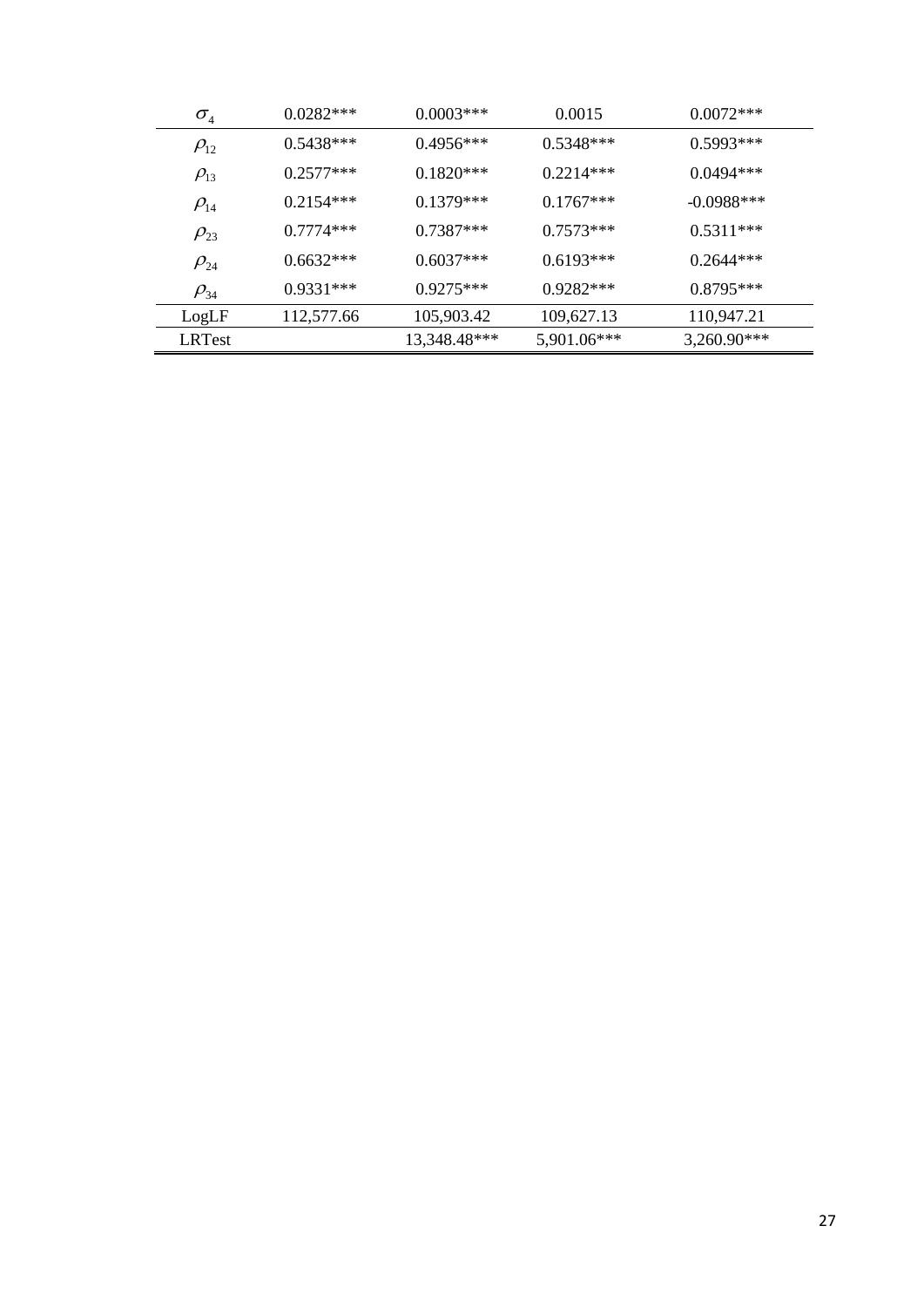| | | | | |
|---|---|---|---|---|
| $\sigma_4$ | 0.0282*** | 0.0003*** | 0.0015 | 0.0072*** |
| $\rho_{12}$ | 0.5438*** | 0.4956*** | 0.5348*** | 0.5993*** |
| $\rho_{13}$ | 0.2577*** | 0.1820*** | 0.2214*** | 0.0494*** |
| $\rho_{14}$ | 0.2154*** | 0.1379*** | 0.1767*** | -0.0988*** |
| $\rho_{23}$ | 0.7774*** | 0.7387*** | 0.7573*** | 0.5311*** |
| $\rho_{24}$ | 0.6632*** | 0.6037*** | 0.6193*** | 0.2644*** |
| $\rho_{34}$ | 0.9331*** | 0.9275*** | 0.9282*** | 0.8795*** |
| LogLF | 112,577.66 | 105,903.42 | 109,627.13 | 110,947.21 |
| LRTest | | 13,348.48*** | 5,901.06*** | 3,260.90*** |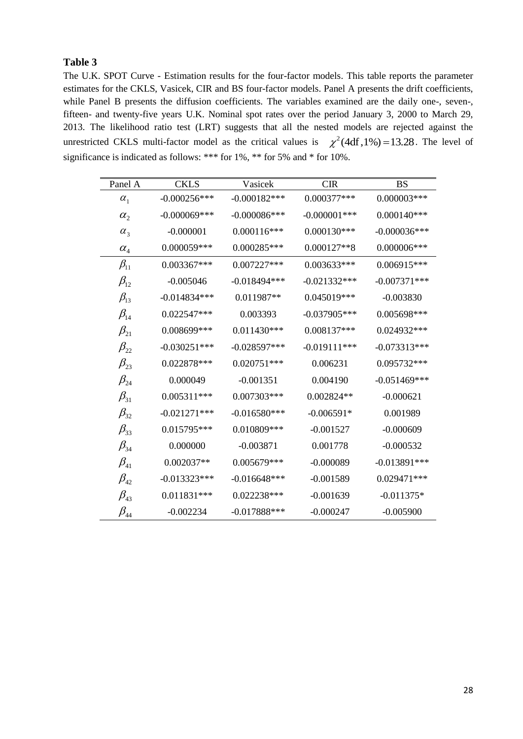**Table 3**

The U.K. SPOT Curve - Estimation results for the four-factor models. This table reports the parameter estimates for the CKLS, Vasicek, CIR and BS four-factor models. Panel A presents the drift coefficients, while Panel B presents the diffusion coefficients. The variables examined are the daily one-, seven-, fifteen- and twenty-five years U.K. Nominal spot rates over the period January 3, 2000 to March 29, 2013. The likelihood ratio test (LRT) suggests that all the nested models are rejected against the unrestricted CKLS multi-factor model as the critical values is $\chi^2(4\text{df},1\%) = 13.28$. The level of significance is indicated as follows: *** for 1%, ** for 5% and * for 10%.

| Panel A | CKLS | Vasicek | CIR | BS |
|---|---|---|---|---|
| $\alpha_1$ | -0.000256*** | -0.000182*** | 0.000377*** | 0.000003*** |
| $\alpha_2$ | -0.000069*** | -0.000086*** | -0.000001*** | 0.000140*** |
| $\alpha_3$ | -0.000001 | 0.000116*** | 0.000130*** | -0.000036*** |
| $\alpha_4$ | 0.000059*** | 0.000285*** | 0.000127**8 | 0.000006*** |
| $\beta_{11}$ | 0.003367*** | 0.007227*** | 0.003633*** | 0.006915*** |
| $\beta_{12}$ | -0.005046 | -0.018494*** | -0.021332*** | -0.007371*** |
| $\beta_{13}$ | -0.014834*** | 0.011987** | 0.045019*** | -0.003830 |
| $\beta_{14}$ | 0.022547*** | 0.003393 | -0.037905*** | 0.005698*** |
| $\beta_{21}$ | 0.008699*** | 0.011430*** | 0.008137*** | 0.024932*** |
| $\beta_{22}$ | -0.030251*** | -0.028597*** | -0.019111*** | -0.073313*** |
| $\beta_{23}$ | 0.022878*** | 0.020751*** | 0.006231 | 0.095732*** |
| $\beta_{24}$ | 0.000049 | -0.001351 | 0.004190 | -0.051469*** |
| $\beta_{31}$ | 0.005311*** | 0.007303*** | 0.002824** | -0.000621 |
| $\beta_{32}$ | -0.021271*** | -0.016580*** | -0.006591* | 0.001989 |
| $\beta_{33}$ | 0.015795*** | 0.010809*** | -0.001527 | -0.000609 |
| $\beta_{34}$ | 0.000000 | -0.003871 | 0.001778 | -0.000532 |
| $\beta_{41}$ | 0.002037** | 0.005679*** | -0.000089 | -0.013891*** |
| $\beta_{42}$ | -0.013323*** | -0.016648*** | -0.001589 | 0.029471*** |
| $\beta_{43}$ | 0.011831*** | 0.022238*** | -0.001639 | -0.011375* |
| $\beta_{44}$ | -0.002234 | -0.017888*** | -0.000247 | -0.005900 |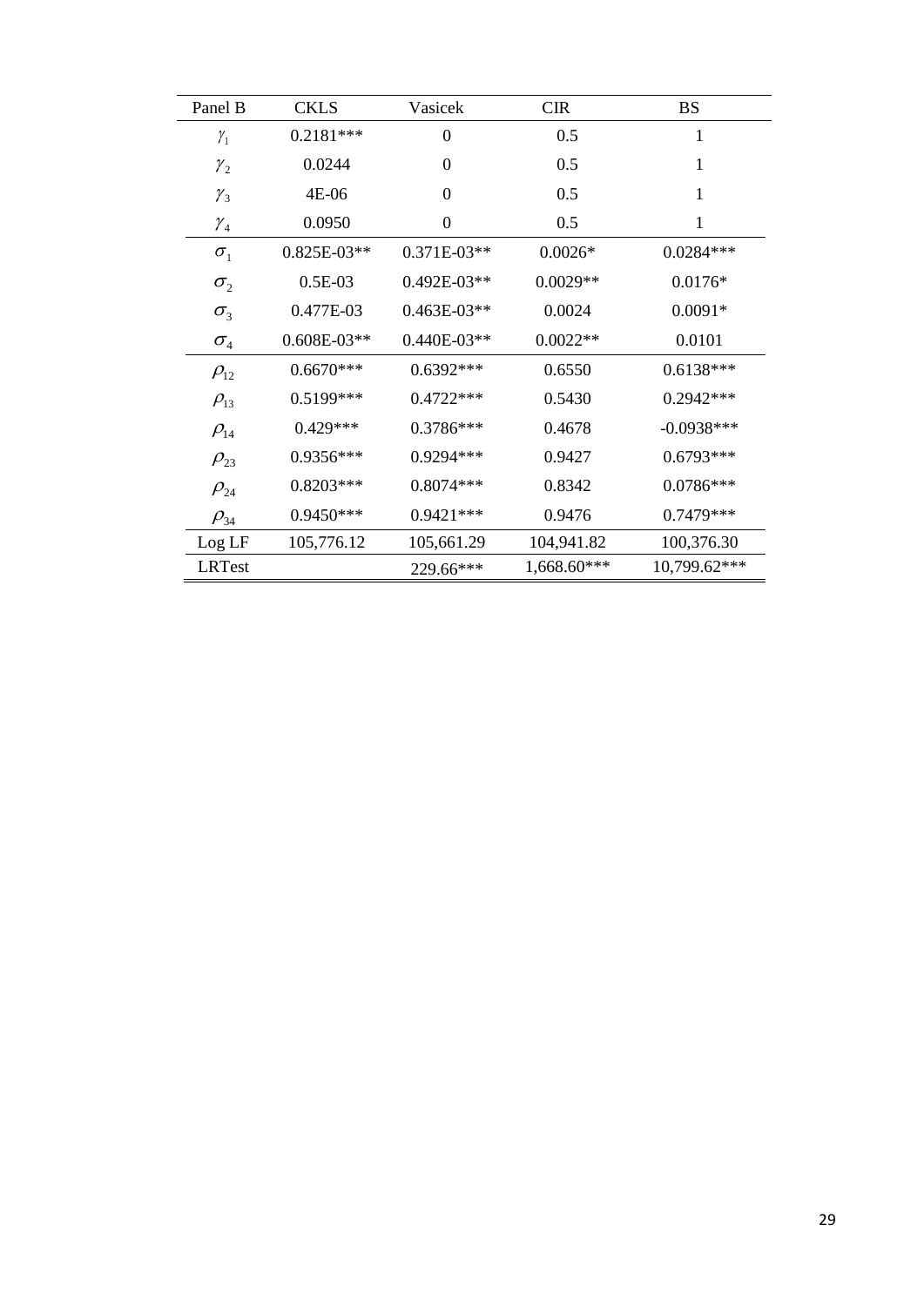| Panel B | CKLS | Vasicek | CIR | BS |
|---|---|---|---|---|
| $\gamma_1$ | 0.2181*** | 0 | 0.5 | 1 |
| $\gamma_2$ | 0.0244 | 0 | 0.5 | 1 |
| $\gamma_3$ | 4E-06 | 0 | 0.5 | 1 |
| $\gamma_4$ | 0.0950 | 0 | 0.5 | 1 |
| $\sigma_1$ | 0.825E-03** | 0.371E-03** | 0.0026* | 0.0284*** |
| $\sigma_2$ | 0.5E-03 | 0.492E-03** | 0.0029** | 0.0176* |
| $\sigma_3$ | 0.477E-03 | 0.463E-03** | 0.0024 | 0.0091* |
| $\sigma_4$ | 0.608E-03** | 0.440E-03** | 0.0022** | 0.0101 |
| $\rho_{12}$ | 0.6670*** | 0.6392*** | 0.6550 | 0.6138*** |
| $\rho_{13}$ | 0.5199*** | 0.4722*** | 0.5430 | 0.2942*** |
| $\rho_{14}$ | 0.429*** | 0.3786*** | 0.4678 | -0.0938*** |
| $\rho_{23}$ | 0.9356*** | 0.9294*** | 0.9427 | 0.6793*** |
| $\rho_{24}$ | 0.8203*** | 0.8074*** | 0.8342 | 0.0786*** |
| $\rho_{34}$ | 0.9450*** | 0.9421*** | 0.9476 | 0.7479*** |
| Log LF | 105,776.12 | 105,661.29 | 104,941.82 | 100,376.30 |
| LRTest | | 229.66*** | 1,668.60*** | 10,799.62*** |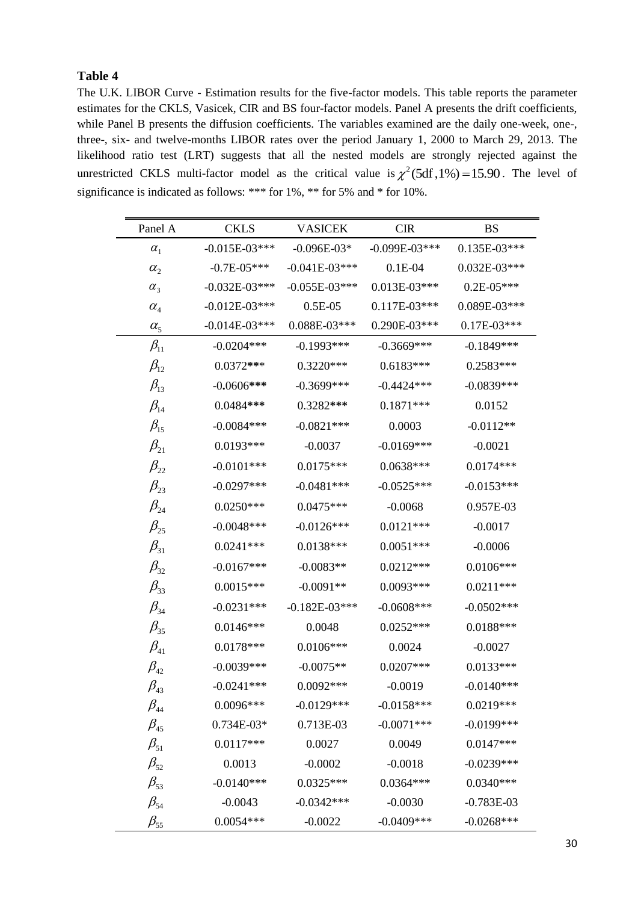**Table 4**

The U.K. LIBOR Curve - Estimation results for the five-factor models. This table reports the parameter estimates for the CKLS, Vasicek, CIR and BS four-factor models. Panel A presents the drift coefficients, while Panel B presents the diffusion coefficients. The variables examined are the daily one-week, one-, three-, six- and twelve-months LIBOR rates over the period January 1, 2000 to March 29, 2013. The likelihood ratio test (LRT) suggests that all the nested models are strongly rejected against the unrestricted CKLS multi-factor model as the critical value is $\chi^2(5\text{df}, 1\%) = 15.90$. The level of significance is indicated as follows: *** for 1%, ** for 5% and * for 10%.

| Panel A | CKLS | VASICEK | CIR | BS |
|---|---|---|---|---|
| $\alpha_1$ | -0.015E-03*** | -0.096E-03* | -0.099E-03*** | 0.135E-03*** |
| $\alpha_2$ | -0.7E-05*** | -0.041E-03*** | 0.1E-04 | 0.032E-03*** |
| $\alpha_3$ | -0.032E-03*** | -0.055E-03*** | 0.013E-03*** | 0.2E-05*** |
| $\alpha_4$ | -0.012E-03*** | 0.5E-05 | 0.117E-03*** | 0.089E-03*** |
| $\alpha_5$ | -0.014E-03*** | 0.088E-03*** | 0.290E-03*** | 0.17E-03*** |
| $\beta_{11}$ | -0.0204*** | -0.1993*** | -0.3669*** | -0.1849*** |
| $\beta_{12}$ | 0.0372*** | 0.3220*** | 0.6183*** | 0.2583*** |
| $\beta_{13}$ | -0.0606*** | -0.3699*** | -0.4424*** | -0.0839*** |
| $\beta_{14}$ | 0.0484*** | 0.3282*** | 0.1871*** | 0.0152 |
| $\beta_{15}$ | -0.0084*** | -0.0821*** | 0.0003 | -0.0112** |
| $\beta_{21}$ | 0.0193*** | -0.0037 | -0.0169*** | -0.0021 |
| $\beta_{22}$ | -0.0101*** | 0.0175*** | 0.0638*** | 0.0174*** |
| $\beta_{23}$ | -0.0297*** | -0.0481*** | -0.0525*** | -0.0153*** |
| $\beta_{24}$ | 0.0250*** | 0.0475*** | -0.0068 | 0.957E-03 |
| $\beta_{25}$ | -0.0048*** | -0.0126*** | 0.0121*** | -0.0017 |
| $\beta_{31}$ | 0.0241*** | 0.0138*** | 0.0051*** | -0.0006 |
| $\beta_{32}$ | -0.0167*** | -0.0083** | 0.0212*** | 0.0106*** |
| $\beta_{33}$ | 0.0015*** | -0.0091** | 0.0093*** | 0.0211*** |
| $\beta_{34}$ | -0.0231*** | -0.182E-03*** | -0.0608*** | -0.0502*** |
| $\beta_{35}$ | 0.0146*** | 0.0048 | 0.0252*** | 0.0188*** |
| $\beta_{41}$ | 0.0178*** | 0.0106*** | 0.0024 | -0.0027 |
| $\beta_{42}$ | -0.0039*** | -0.0075** | 0.0207*** | 0.0133*** |
| $\beta_{43}$ | -0.0241*** | 0.0092*** | -0.0019 | -0.0140*** |
| $\beta_{44}$ | 0.0096*** | -0.0129*** | -0.0158*** | 0.0219*** |
| $\beta_{45}$ | 0.734E-03* | 0.713E-03 | -0.0071*** | -0.0199*** |
| $\beta_{51}$ | 0.0117*** | 0.0027 | 0.0049 | 0.0147*** |
| $\beta_{52}$ | 0.0013 | -0.0002 | -0.0018 | -0.0239*** |
| $\beta_{53}$ | -0.0140*** | 0.0325*** | 0.0364*** | 0.0340*** |
| $\beta_{54}$ | -0.0043 | -0.0342*** | -0.0030 | -0.783E-03 |
| $\beta_{55}$ | 0.0054*** | -0.0022 | -0.0409*** | -0.0268*** |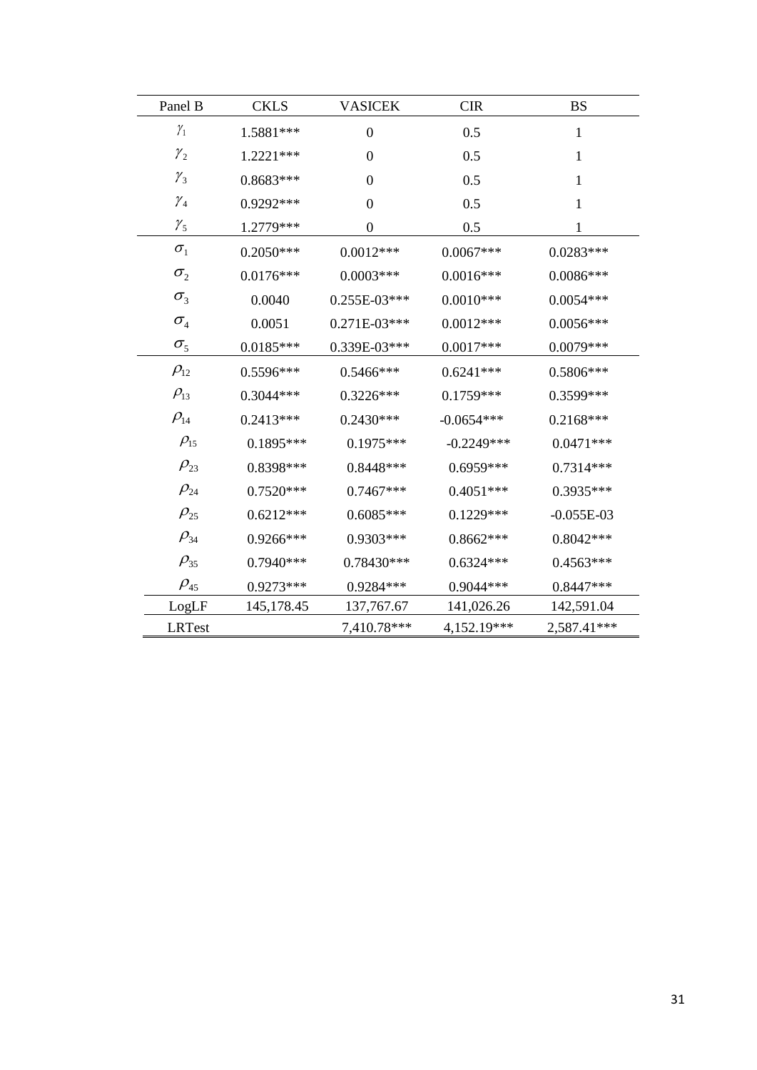| Panel B | CKLS | VASICEK | CIR | BS |
|---|---|---|---|---|
| $\gamma_1$ | 1.5881*** | 0 | 0.5 | 1 |
| $\gamma_2$ | 1.2221*** | 0 | 0.5 | 1 |
| $\gamma_3$ | 0.8683*** | 0 | 0.5 | 1 |
| $\gamma_4$ | 0.9292*** | 0 | 0.5 | 1 |
| $\gamma_5$ | 1.2779*** | 0 | 0.5 | 1 |
| $\sigma_1$ | 0.2050*** | 0.0012*** | 0.0067*** | 0.0283*** |
| $\sigma_2$ | 0.0176*** | 0.0003*** | 0.0016*** | 0.0086*** |
| $\sigma_3$ | 0.0040 | 0.255E-03*** | 0.0010*** | 0.0054*** |
| $\sigma_4$ | 0.0051 | 0.271E-03*** | 0.0012*** | 0.0056*** |
| $\sigma_5$ | 0.0185*** | 0.339E-03*** | 0.0017*** | 0.0079*** |
| $\rho_{12}$ | 0.5596*** | 0.5466*** | 0.6241*** | 0.5806*** |
| $\rho_{13}$ | 0.3044*** | 0.3226*** | 0.1759*** | 0.3599*** |
| $\rho_{14}$ | 0.2413*** | 0.2430*** | -0.0654*** | 0.2168*** |
| $\rho_{15}$ | 0.1895*** | 0.1975*** | -0.2249*** | 0.0471*** |
| $\rho_{23}$ | 0.8398*** | 0.8448*** | 0.6959*** | 0.7314*** |
| $\rho_{24}$ | 0.7520*** | 0.7467*** | 0.4051*** | 0.3935*** |
| $\rho_{25}$ | 0.6212*** | 0.6085*** | 0.1229*** | -0.055E-03 |
| $\rho_{34}$ | 0.9266*** | 0.9303*** | 0.8662*** | 0.8042*** |
| $\rho_{35}$ | 0.7940*** | 0.78430*** | 0.6324*** | 0.4563*** |
| $\rho_{45}$ | 0.9273*** | 0.9284*** | 0.9044*** | 0.8447*** |
| LogLF | 145,178.45 | 137,767.67 | 141,026.26 | 142,591.04 |
| LRTest | | 7,410.78*** | 4,152.19*** | 2,587.41*** |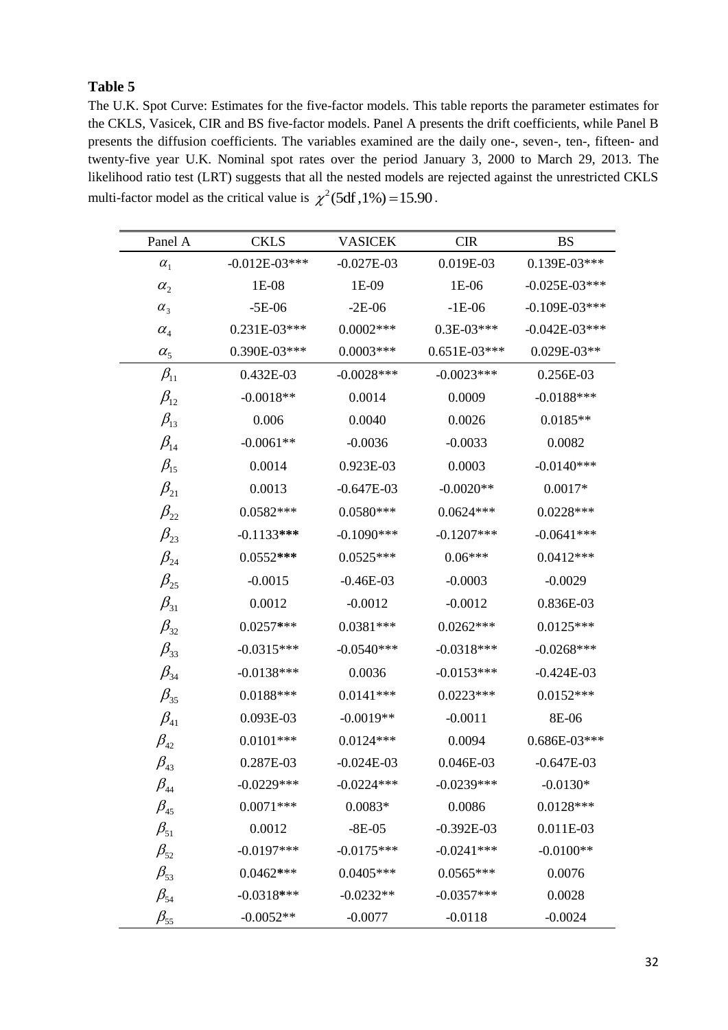**Table 5**

The U.K. Spot Curve: Estimates for the five-factor models. This table reports the parameter estimates for the CKLS, Vasicek, CIR and BS five-factor models. Panel A presents the drift coefficients, while Panel B presents the diffusion coefficients. The variables examined are the daily one-, seven-, ten-, fifteen- and twenty-five year U.K. Nominal spot rates over the period January 3, 2000 to March 29, 2013. The likelihood ratio test (LRT) suggests that all the nested models are rejected against the unrestricted CKLS multi-factor model as the critical value is $\chi^2(5\text{df}, 1\%) = 15.90$.

| Panel A | CKLS | VASICEK | CIR | BS |
|---|---|---|---|---|
| $\alpha_1$ | -0.012E-03*** | -0.027E-03 | 0.019E-03 | 0.139E-03*** |
| $\alpha_2$ | 1E-08 | 1E-09 | 1E-06 | -0.025E-03*** |
| $\alpha_3$ | -5E-06 | -2E-06 | -1E-06 | -0.109E-03*** |
| $\alpha_4$ | 0.231E-03*** | 0.0002*** | 0.3E-03*** | -0.042E-03*** |
| $\alpha_5$ | 0.390E-03*** | 0.0003*** | 0.651E-03*** | 0.029E-03** |
| $\beta_{11}$ | 0.432E-03 | -0.0028*** | -0.0023*** | 0.256E-03 |
| $\beta_{12}$ | -0.0018** | 0.0014 | 0.0009 | -0.0188*** |
| $\beta_{13}$ | 0.006 | 0.0040 | 0.0026 | 0.0185** |
| $\beta_{14}$ | -0.0061** | -0.0036 | -0.0033 | 0.0082 |
| $\beta_{15}$ | 0.0014 | 0.923E-03 | 0.0003 | -0.0140*** |
| $\beta_{21}$ | 0.0013 | -0.647E-03 | -0.0020** | 0.0017* |
| $\beta_{22}$ | 0.0582*** | 0.0580*** | 0.0624*** | 0.0228*** |
| $\beta_{23}$ | -0.1133*** | -0.1090*** | -0.1207*** | -0.0641*** |
| $\beta_{24}$ | 0.0552*** | 0.0525*** | 0.06*** | 0.0412*** |
| $\beta_{25}$ | -0.0015 | -0.46E-03 | -0.0003 | -0.0029 |
| $\beta_{31}$ | 0.0012 | -0.0012 | -0.0012 | 0.836E-03 |
| $\beta_{32}$ | 0.0257*** | 0.0381*** | 0.0262*** | 0.0125*** |
| $\beta_{33}$ | -0.0315*** | -0.0540*** | -0.0318*** | -0.0268*** |
| $\beta_{34}$ | -0.0138*** | 0.0036 | -0.0153*** | -0.424E-03 |
| $\beta_{35}$ | 0.0188*** | 0.0141*** | 0.0223*** | 0.0152*** |
| $\beta_{41}$ | 0.093E-03 | -0.0019** | -0.0011 | 8E-06 |
| $\beta_{42}$ | 0.0101*** | 0.0124*** | 0.0094 | 0.686E-03*** |
| $\beta_{43}$ | 0.287E-03 | -0.024E-03 | 0.046E-03 | -0.647E-03 |
| $\beta_{44}$ | -0.0229*** | -0.0224*** | -0.0239*** | -0.0130* |
| $\beta_{45}$ | 0.0071*** | 0.0083* | 0.0086 | 0.0128*** |
| $\beta_{51}$ | 0.0012 | -8E-05 | -0.392E-03 | 0.011E-03 |
| $\beta_{52}$ | -0.0197*** | -0.0175*** | -0.0241*** | -0.0100** |
| $\beta_{53}$ | 0.0462*** | 0.0405*** | 0.0565*** | 0.0076 |
| $\beta_{54}$ | -0.0318*** | -0.0232** | -0.0357*** | 0.0028 |
| $\beta_{55}$ | -0.0052** | -0.0077 | -0.0118 | -0.0024 |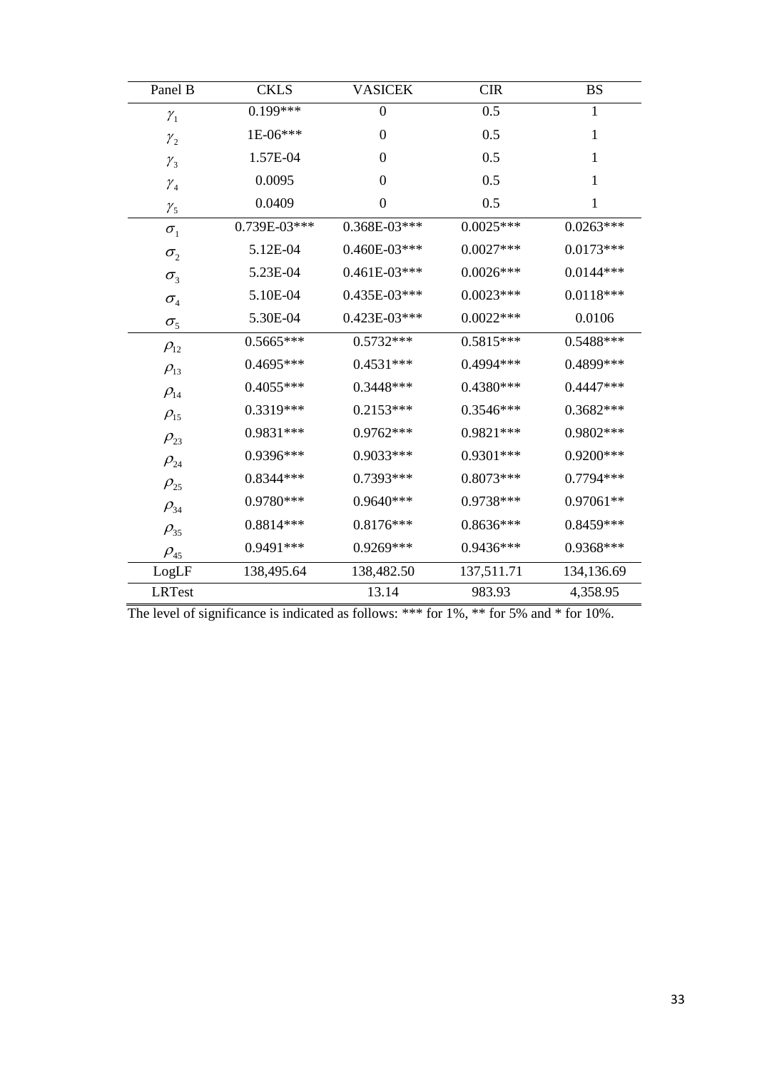| Panel B | CKLS | VASICEK | CIR | BS |
|---|---|---|---|---|
| $\gamma_1$ | 0.199*** | 0 | 0.5 | 1 |
| $\gamma_2$ | 1E-06*** | 0 | 0.5 | 1 |
| $\gamma_3$ | 1.57E-04 | 0 | 0.5 | 1 |
| $\gamma_4$ | 0.0095 | 0 | 0.5 | 1 |
| $\gamma_5$ | 0.0409 | 0 | 0.5 | 1 |
| $\sigma_1$ | 0.739E-03*** | 0.368E-03*** | 0.0025*** | 0.0263*** |
| $\sigma_2$ | 5.12E-04 | 0.460E-03*** | 0.0027*** | 0.0173*** |
| $\sigma_3$ | 5.23E-04 | 0.461E-03*** | 0.0026*** | 0.0144*** |
| $\sigma_4$ | 5.10E-04 | 0.435E-03*** | 0.0023*** | 0.0118*** |
| $\sigma_5$ | 5.30E-04 | 0.423E-03*** | 0.0022*** | 0.0106 |
| $\rho_{12}$ | 0.5665*** | 0.5732*** | 0.5815*** | 0.5488*** |
| $\rho_{13}$ | 0.4695*** | 0.4531*** | 0.4994*** | 0.4899*** |
| $\rho_{14}$ | 0.4055*** | 0.3448*** | 0.4380*** | 0.4447*** |
| $\rho_{15}$ | 0.3319*** | 0.2153*** | 0.3546*** | 0.3682*** |
| $\rho_{23}$ | 0.9831*** | 0.9762*** | 0.9821*** | 0.9802*** |
| $\rho_{24}$ | 0.9396*** | 0.9033*** | 0.9301*** | 0.9200*** |
| $\rho_{25}$ | 0.8344*** | 0.7393*** | 0.8073*** | 0.7794*** |
| $\rho_{34}$ | 0.9780*** | 0.9640*** | 0.9738*** | 0.97061** |
| $\rho_{35}$ | 0.8814*** | 0.8176*** | 0.8636*** | 0.8459*** |
| $\rho_{45}$ | 0.9491*** | 0.9269*** | 0.9436*** | 0.9368*** |
| LogLF | 138,495.64 | 138,482.50 | 137,511.71 | 134,136.69 |
| LRTest | | 13.14 | 983.93 | 4,358.95 |

The level of significance is indicated as follows: *** for 1%, ** for 5% and * for 10%.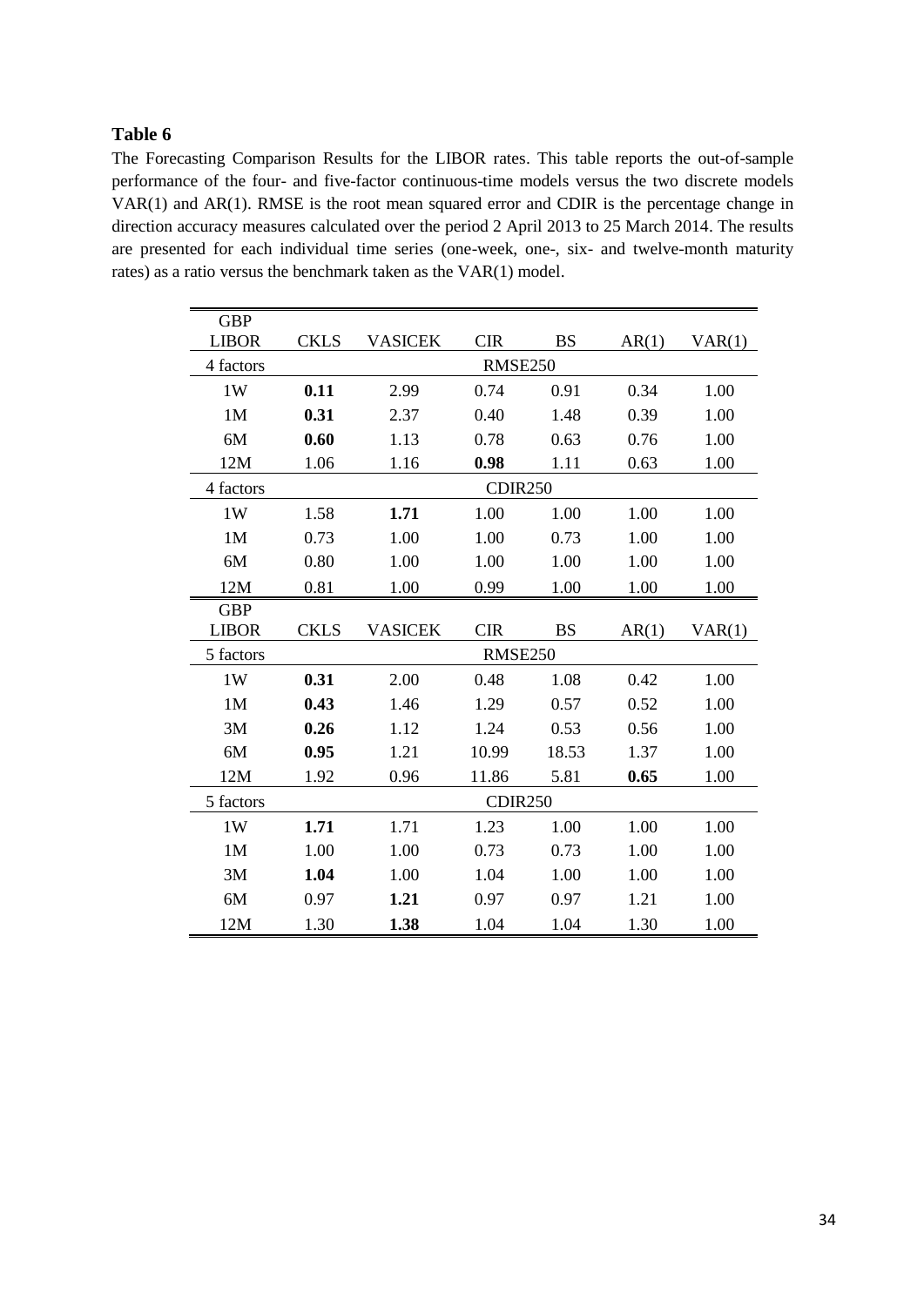**Table 6**

The Forecasting Comparison Results for the LIBOR rates. This table reports the out-of-sample performance of the four- and five-factor continuous-time models versus the two discrete models VAR(1) and AR(1). RMSE is the root mean squared error and CDIR is the percentage change in direction accuracy measures calculated over the period 2 April 2013 to 25 March 2014. The results are presented for each individual time series (one-week, one-, six- and twelve-month maturity rates) as a ratio versus the benchmark taken as the VAR(1) model.

| GBP LIBOR | CKLS | VASICEK | CIR | BS | AR(1) | VAR(1) |
|---|---|---|---|---|---|---|
| 4 factors | | | RMSE250 | | | |
| 1W | **0.11** | 2.99 | 0.74 | 0.91 | 0.34 | 1.00 |
| 1M | **0.31** | 2.37 | 0.40 | 1.48 | 0.39 | 1.00 |
| 6M | **0.60** | 1.13 | 0.78 | 0.63 | 0.76 | 1.00 |
| 12M | 1.06 | 1.16 | **0.98** | 1.11 | 0.63 | 1.00 |
| 4 factors | | | CDIR250 | | | |
| 1W | 1.58 | **1.71** | 1.00 | 1.00 | 1.00 | 1.00 |
| 1M | 0.73 | 1.00 | 1.00 | 0.73 | 1.00 | 1.00 |
| 6M | 0.80 | 1.00 | 1.00 | 1.00 | 1.00 | 1.00 |
| 12M | 0.81 | 1.00 | 0.99 | 1.00 | 1.00 | 1.00 |
| GBP LIBOR | CKLS | VASICEK | CIR | BS | AR(1) | VAR(1) |
| 5 factors | | | RMSE250 | | | |
| 1W | **0.31** | 2.00 | 0.48 | 1.08 | 0.42 | 1.00 |
| 1M | **0.43** | 1.46 | 1.29 | 0.57 | 0.52 | 1.00 |
| 3M | **0.26** | 1.12 | 1.24 | 0.53 | 0.56 | 1.00 |
| 6M | **0.95** | 1.21 | 10.99 | 18.53 | 1.37 | 1.00 |
| 12M | 1.92 | 0.96 | 11.86 | 5.81 | **0.65** | 1.00 |
| 5 factors | | | CDIR250 | | | |
| 1W | **1.71** | 1.71 | 1.23 | 1.00 | 1.00 | 1.00 |
| 1M | 1.00 | 1.00 | 0.73 | 0.73 | 1.00 | 1.00 |
| 3M | **1.04** | 1.00 | 1.04 | 1.00 | 1.00 | 1.00 |
| 6M | 0.97 | **1.21** | 0.97 | 0.97 | 1.21 | 1.00 |
| 12M | 1.30 | **1.38** | 1.04 | 1.04 | 1.30 | 1.00 |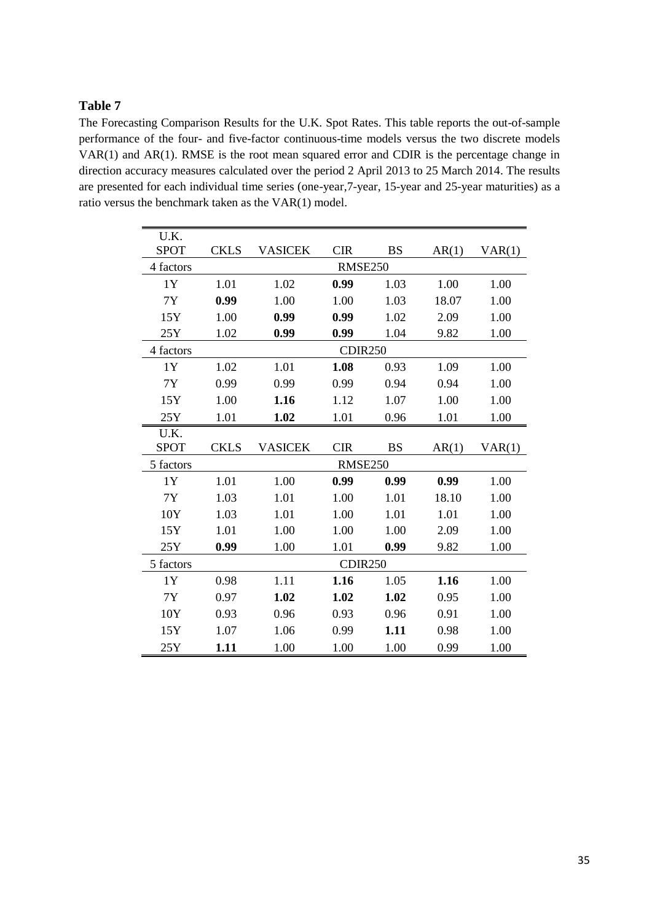**Table 7**

The Forecasting Comparison Results for the U.K. Spot Rates. This table reports the out-of-sample performance of the four- and five-factor continuous-time models versus the two discrete models VAR(1) and AR(1). RMSE is the root mean squared error and CDIR is the percentage change in direction accuracy measures calculated over the period 2 April 2013 to 25 March 2014. The results are presented for each individual time series (one-year,7-year, 15-year and 25-year maturities) as a ratio versus the benchmark taken as the VAR(1) model.

| U.K. SPOT | CKLS | VASICEK | CIR | BS | AR(1) | VAR(1) |
|---|---|---|---|---|---|---|
| 4 factors | | | RMSE250 | | | |
| 1Y | 1.01 | 1.02 | **0.99** | 1.03 | 1.00 | 1.00 |
| 7Y | **0.99** | 1.00 | 1.00 | 1.03 | 18.07 | 1.00 |
| 15Y | 1.00 | **0.99** | **0.99** | 1.02 | 2.09 | 1.00 |
| 25Y | 1.02 | **0.99** | **0.99** | 1.04 | 9.82 | 1.00 |
| 4 factors | | | CDIR250 | | | |
| 1Y | 1.02 | 1.01 | **1.08** | 0.93 | 1.09 | 1.00 |
| 7Y | 0.99 | 0.99 | 0.99 | 0.94 | 0.94 | 1.00 |
| 15Y | 1.00 | **1.16** | 1.12 | 1.07 | 1.00 | 1.00 |
| 25Y | 1.01 | **1.02** | 1.01 | 0.96 | 1.01 | 1.00 |
| U.K. SPOT | CKLS | VASICEK | CIR | BS | AR(1) | VAR(1) |
| 5 factors | | | RMSE250 | | | |
| 1Y | 1.01 | 1.00 | **0.99** | **0.99** | **0.99** | 1.00 |
| 7Y | 1.03 | 1.01 | 1.00 | 1.01 | 18.10 | 1.00 |
| 10Y | 1.03 | 1.01 | 1.00 | 1.01 | 1.01 | 1.00 |
| 15Y | 1.01 | 1.00 | 1.00 | 1.00 | 2.09 | 1.00 |
| 25Y | **0.99** | 1.00 | 1.01 | **0.99** | 9.82 | 1.00 |
| 5 factors | | | CDIR250 | | | |
| 1Y | 0.98 | 1.11 | **1.16** | 1.05 | **1.16** | 1.00 |
| 7Y | 0.97 | **1.02** | **1.02** | **1.02** | 0.95 | 1.00 |
| 10Y | 0.93 | 0.96 | 0.93 | 0.96 | 0.91 | 1.00 |
| 15Y | 1.07 | 1.06 | 0.99 | **1.11** | 0.98 | 1.00 |
| 25Y | **1.11** | 1.00 | 1.00 | 1.00 | 0.99 | 1.00 |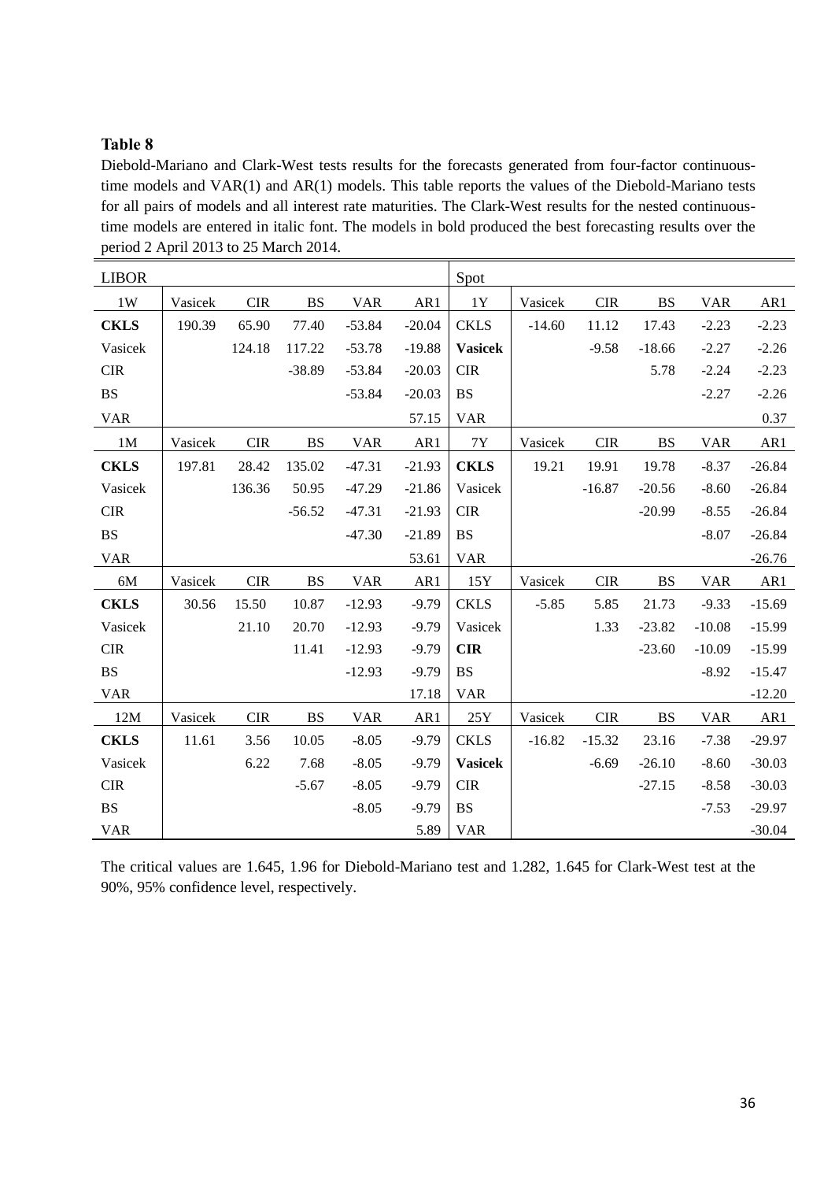**Table 8**

Diebold-Mariano and Clark-West tests results for the forecasts generated from four-factor continuous-time models and VAR(1) and AR(1) models. This table reports the values of the Diebold-Mariano tests for all pairs of models and all interest rate maturities. The Clark-West results for the nested continuous-time models are entered in italic font. The models in bold produced the best forecasting results over the period 2 April 2013 to 25 March 2014.

| LIBOR | | | | | | Spot | | | | | |
|---|---|---|---|---|---|---|---|---|---|---|---|
| 1W | Vasicek | CIR | BS | VAR | AR1 | 1Y | Vasicek | CIR | BS | VAR | AR1 |
| **CKLS** | 190.39 | 65.90 | 77.40 | -53.84 | -20.04 | CKLS | -14.60 | 11.12 | 17.43 | -2.23 | -2.23 |
| Vasicek | | 124.18 | 117.22 | -53.78 | -19.88 | **Vasicek** | | -9.58 | -18.66 | -2.27 | -2.26 |
| CIR | | | -38.89 | -53.84 | -20.03 | CIR | | | 5.78 | -2.24 | -2.23 |
| BS | | | | -53.84 | -20.03 | BS | | | | -2.27 | -2.26 |
| VAR | | | | | 57.15 | VAR | | | | | 0.37 |
| 1M | Vasicek | CIR | BS | VAR | AR1 | 7Y | Vasicek | CIR | BS | VAR | AR1 |
| **CKLS** | 197.81 | 28.42 | 135.02 | -47.31 | -21.93 | **CKLS** | 19.21 | 19.91 | 19.78 | -8.37 | -26.84 |
| Vasicek | | 136.36 | 50.95 | -47.29 | -21.86 | Vasicek | | -16.87 | -20.56 | -8.60 | -26.84 |
| CIR | | | -56.52 | -47.31 | -21.93 | CIR | | | -20.99 | -8.55 | -26.84 |
| BS | | | | -47.30 | -21.89 | BS | | | | -8.07 | -26.84 |
| VAR | | | | | 53.61 | VAR | | | | | -26.76 |
| 6M | Vasicek | CIR | BS | VAR | AR1 | 15Y | Vasicek | CIR | BS | VAR | AR1 |
| **CKLS** | 30.56 | 15.50 | 10.87 | -12.93 | -9.79 | CKLS | -5.85 | 5.85 | 21.73 | -9.33 | -15.69 |
| Vasicek | | 21.10 | 20.70 | -12.93 | -9.79 | Vasicek | | 1.33 | -23.82 | -10.08 | -15.99 |
| CIR | | | 11.41 | -12.93 | -9.79 | **CIR** | | | -23.60 | -10.09 | -15.99 |
| BS | | | | -12.93 | -9.79 | BS | | | | -8.92 | -15.47 |
| VAR | | | | | 17.18 | VAR | | | | | -12.20 |
| 12M | Vasicek | CIR | BS | VAR | AR1 | 25Y | Vasicek | CIR | BS | VAR | AR1 |
| **CKLS** | 11.61 | 3.56 | 10.05 | -8.05 | -9.79 | CKLS | -16.82 | -15.32 | 23.16 | -7.38 | -29.97 |
| Vasicek | | 6.22 | 7.68 | -8.05 | -9.79 | **Vasicek** | | -6.69 | -26.10 | -8.60 | -30.03 |
| CIR | | | -5.67 | -8.05 | -9.79 | CIR | | | -27.15 | -8.58 | -30.03 |
| BS | | | | -8.05 | -9.79 | BS | | | | -7.53 | -29.97 |
| VAR | | | | | 5.89 | VAR | | | | | -30.04 |

The critical values are 1.645, 1.96 for Diebold-Mariano test and 1.282, 1.645 for Clark-West test at the 90%, 95% confidence level, respectively.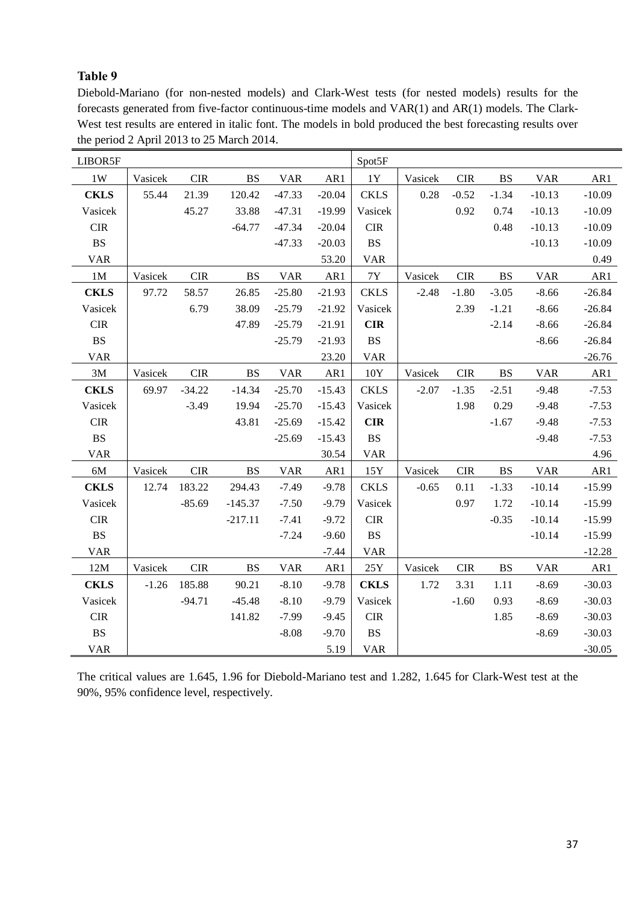**Table 9**

Diebold-Mariano (for non-nested models) and Clark-West tests (for nested models) results for the forecasts generated from five-factor continuous-time models and VAR(1) and AR(1) models. The Clark-West test results are entered in italic font. The models in bold produced the best forecasting results over the period 2 April 2013 to 25 March 2014.

| LIBOR5F | | | | | | Spot5F | | | | | |
|---|---|---|---|---|---|---|---|---|---|---|---|
| 1W | Vasicek | CIR | BS | VAR | AR1 | 1Y | Vasicek | CIR | BS | VAR | AR1 |
| **CKLS** | 55.44 | 21.39 | 120.42 | -47.33 | -20.04 | CKLS | 0.28 | -0.52 | -1.34 | -10.13 | -10.09 |
| Vasicek | | 45.27 | 33.88 | -47.31 | -19.99 | Vasicek | | 0.92 | 0.74 | -10.13 | -10.09 |
| CIR | | | -64.77 | -47.34 | -20.04 | CIR | | | 0.48 | -10.13 | -10.09 |
| BS | | | | -47.33 | -20.03 | BS | | | | -10.13 | -10.09 |
| VAR | | | | | 53.20 | VAR | | | | | 0.49 |
| 1M | Vasicek | CIR | BS | VAR | AR1 | 7Y | Vasicek | CIR | BS | VAR | AR1 |
| **CKLS** | 97.72 | 58.57 | 26.85 | -25.80 | -21.93 | CKLS | -2.48 | -1.80 | -3.05 | -8.66 | -26.84 |
| Vasicek | | 6.79 | 38.09 | -25.79 | -21.92 | Vasicek | | 2.39 | -1.21 | -8.66 | -26.84 |
| CIR | | | 47.89 | -25.79 | -21.91 | **CIR** | | | -2.14 | -8.66 | -26.84 |
| BS | | | | -25.79 | -21.93 | BS | | | | -8.66 | -26.84 |
| VAR | | | | | 23.20 | VAR | | | | | -26.76 |
| 3M | Vasicek | CIR | BS | VAR | AR1 | 10Y | Vasicek | CIR | BS | VAR | AR1 |
| **CKLS** | 69.97 | -34.22 | -14.34 | -25.70 | -15.43 | CKLS | -2.07 | -1.35 | -2.51 | -9.48 | -7.53 |
| Vasicek | | -3.49 | 19.94 | -25.70 | -15.43 | Vasicek | | 1.98 | 0.29 | -9.48 | -7.53 |
| CIR | | | 43.81 | -25.69 | -15.42 | **CIR** | | | -1.67 | -9.48 | -7.53 |
| BS | | | | -25.69 | -15.43 | BS | | | | -9.48 | -7.53 |
| VAR | | | | | 30.54 | VAR | | | | | 4.96 |
| 6M | Vasicek | CIR | BS | VAR | AR1 | 15Y | Vasicek | CIR | BS | VAR | AR1 |
| **CKLS** | 12.74 | 183.22 | 294.43 | -7.49 | -9.78 | CKLS | -0.65 | 0.11 | -1.33 | -10.14 | -15.99 |
| Vasicek | | -85.69 | -145.37 | -7.50 | -9.79 | Vasicek | | 0.97 | 1.72 | -10.14 | -15.99 |
| CIR | | | -217.11 | -7.41 | -9.72 | CIR | | | -0.35 | -10.14 | -15.99 |
| BS | | | | -7.24 | -9.60 | BS | | | | -10.14 | -15.99 |
| VAR | | | | | -7.44 | VAR | | | | | -12.28 |
| 12M | Vasicek | CIR | BS | VAR | AR1 | 25Y | Vasicek | CIR | BS | VAR | AR1 |
| **CKLS** | -1.26 | 185.88 | 90.21 | -8.10 | -9.78 | **CKLS** | 1.72 | 3.31 | 1.11 | -8.69 | -30.03 |
| Vasicek | | -94.71 | -45.48 | -8.10 | -9.79 | Vasicek | | -1.60 | 0.93 | -8.69 | -30.03 |
| CIR | | | 141.82 | -7.99 | -9.45 | CIR | | | 1.85 | -8.69 | -30.03 |
| BS | | | | -8.08 | -9.70 | BS | | | | -8.69 | -30.03 |
| VAR | | | | | 5.19 | VAR | | | | | -30.05 |

The critical values are 1.645, 1.96 for Diebold-Mariano test and 1.282, 1.645 for Clark-West test at the 90%, 95% confidence level, respectively.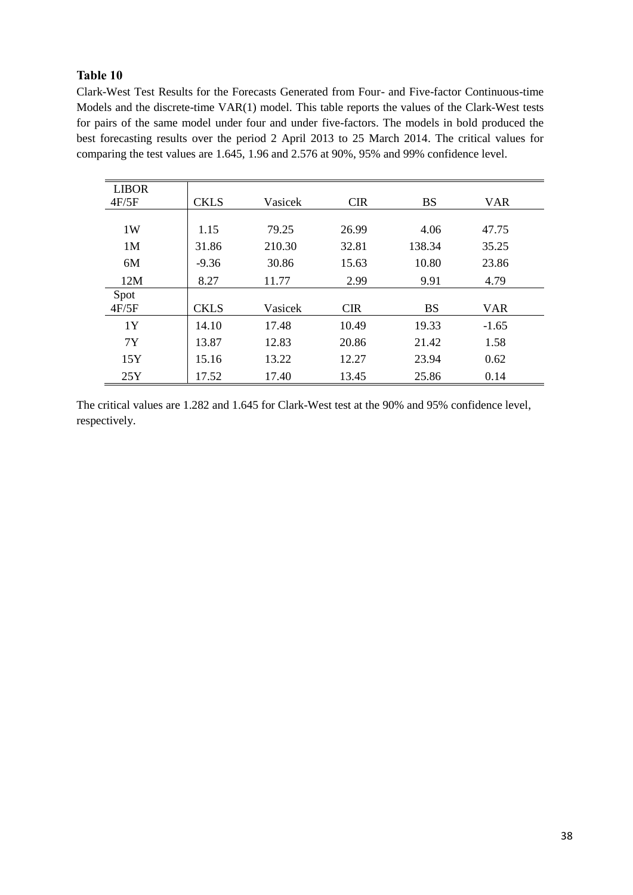**Table 10**

Clark-West Test Results for the Forecasts Generated from Four- and Five-factor Continuous-time Models and the discrete-time VAR(1) model. This table reports the values of the Clark-West tests for pairs of the same model under four and under five-factors. The models in bold produced the best forecasting results over the period 2 April 2013 to 25 March 2014. The critical values for comparing the test values are 1.645, 1.96 and 2.576 at 90%, 95% and 99% confidence level.

| LIBOR 4F/5F | CKLS | Vasicek | CIR | BS | VAR |
|---|---|---|---|---|---|
| 1W | 1.15 | 79.25 | 26.99 | 4.06 | 47.75 |
| 1M | 31.86 | 210.30 | 32.81 | 138.34 | 35.25 |
| 6M | -9.36 | 30.86 | 15.63 | 10.80 | 23.86 |
| 12M | 8.27 | 11.77 | 2.99 | 9.91 | 4.79 |
| **Spot 4F/5F** | **CKLS** | **Vasicek** | **CIR** | **BS** | **VAR** |
| 1Y | 14.10 | 17.48 | 10.49 | 19.33 | -1.65 |
| 7Y | 13.87 | 12.83 | 20.86 | 21.42 | 1.58 |
| 15Y | 15.16 | 13.22 | 12.27 | 23.94 | 0.62 |
| 25Y | 17.52 | 17.40 | 13.45 | 25.86 | 0.14 |

The critical values are 1.282 and 1.645 for Clark-West test at the 90% and 95% confidence level, respectively.